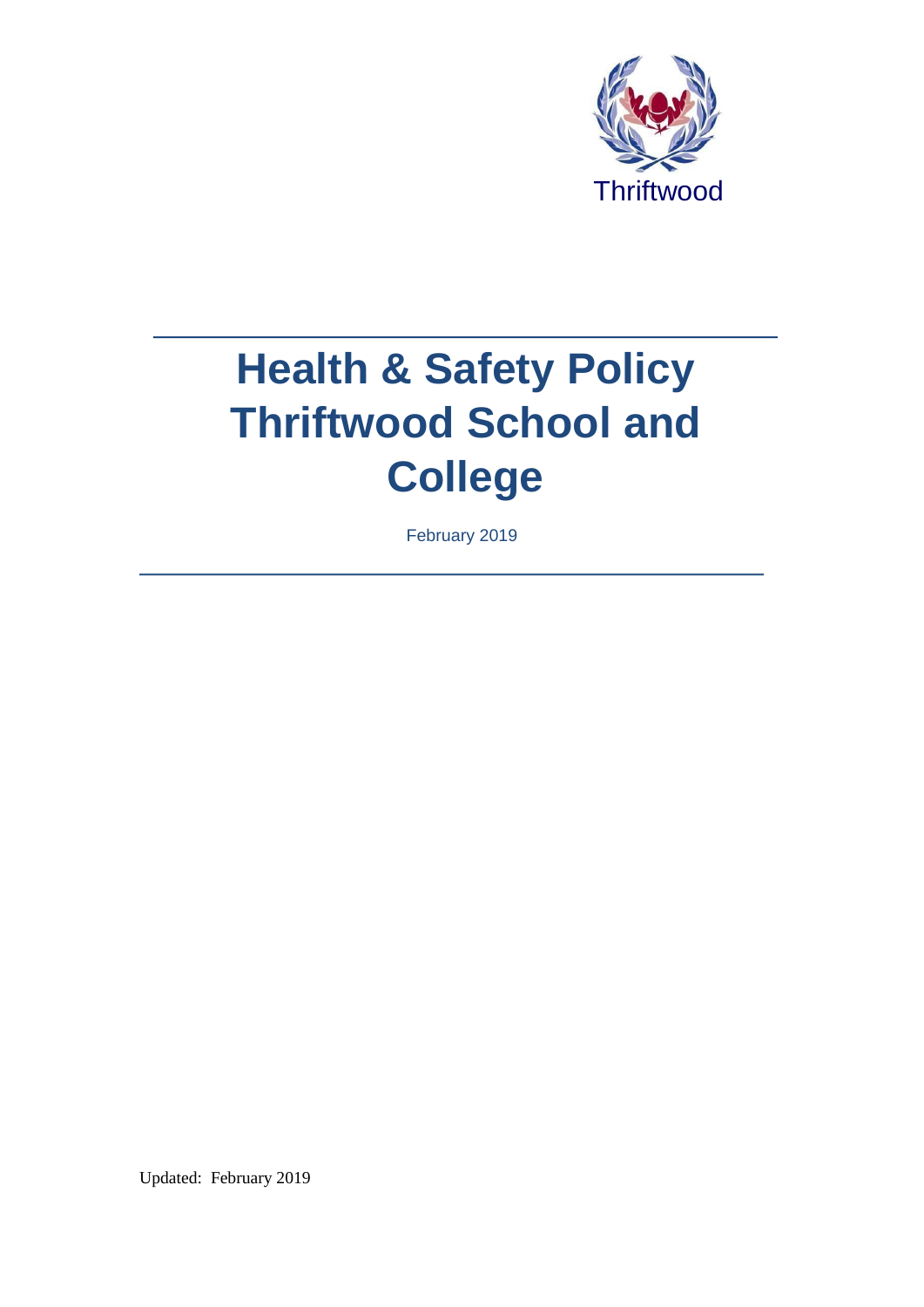Thriftwood

# Health & Safety Policy Thriftwood School and College

February 2019

Updated: February 2019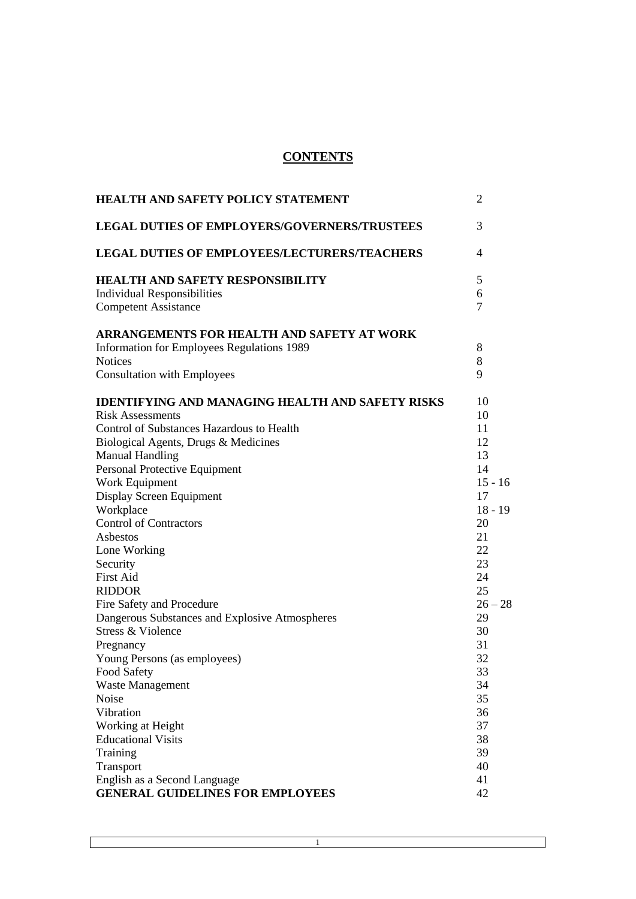# CONTENTS

| | |
|---|---|
| **HEALTH AND SAFETY POLICY STATEMENT** | 2 |
| **LEGAL DUTIES OF EMPLOYERS/GOVERNERS/TRUSTEES** | 3 |
| **LEGAL DUTIES OF EMPLOYEES/LECTURERS/TEACHERS** | 4 |
| **HEALTH AND SAFETY RESPONSIBILITY** | 5 |
| Individual Responsibilities | 6 |
| Competent Assistance | 7 |
| **ARRANGEMENTS FOR HEALTH AND SAFETY AT WORK** | |
| Information for Employees Regulations 1989 | 8 |
| Notices | 8 |
| Consultation with Employees | 9 |
| **IDENTIFYING AND MANAGING HEALTH AND SAFETY RISKS** | 10 |
| Risk Assessments | 10 |
| Control of Substances Hazardous to Health | 11 |
| Biological Agents, Drugs & Medicines | 12 |
| Manual Handling | 13 |
| Personal Protective Equipment | 14 |
| Work Equipment | 15 - 16 |
| Display Screen Equipment | 17 |
| Workplace | 18 - 19 |
| Control of Contractors | 20 |
| Asbestos | 21 |
| Lone Working | 22 |
| Security | 23 |
| First Aid | 24 |
| RIDDOR | 25 |
| Fire Safety and Procedure | 26 – 28 |
| Dangerous Substances and Explosive Atmospheres | 29 |
| Stress & Violence | 30 |
| Pregnancy | 31 |
| Young Persons (as employees) | 32 |
| Food Safety | 33 |
| Waste Management | 34 |
| Noise | 35 |
| Vibration | 36 |
| Working at Height | 37 |
| Educational Visits | 38 |
| Training | 39 |
| Transport | 40 |
| English as a Second Language | 41 |
| **GENERAL GUIDELINES FOR EMPLOYEES** | 42 |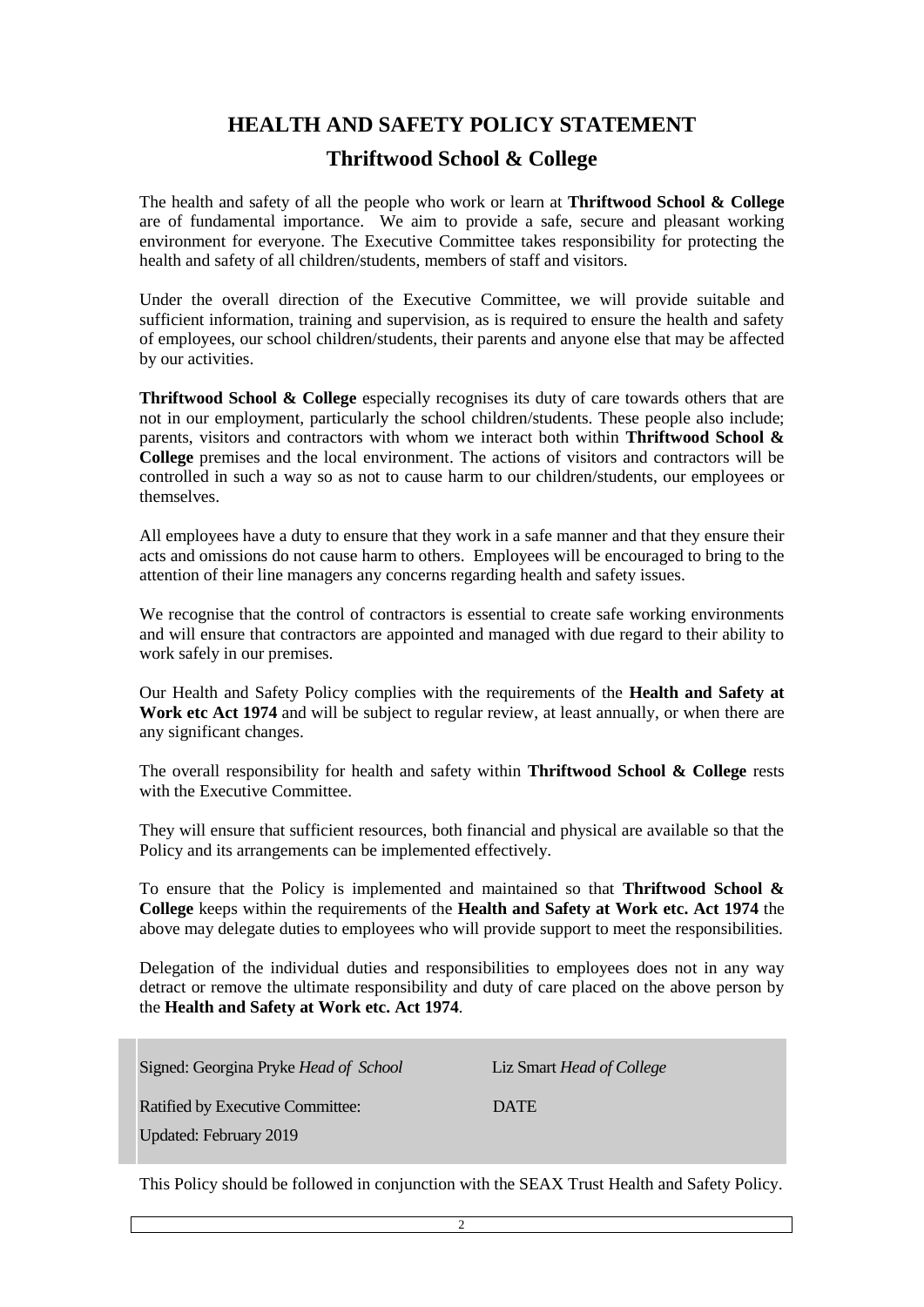# HEALTH AND SAFETY POLICY STATEMENT

## Thriftwood School & College

The health and safety of all the people who work or learn at **Thriftwood School & College** are of fundamental importance. We aim to provide a safe, secure and pleasant working environment for everyone. The Executive Committee takes responsibility for protecting the health and safety of all children/students, members of staff and visitors.

Under the overall direction of the Executive Committee, we will provide suitable and sufficient information, training and supervision, as is required to ensure the health and safety of employees, our school children/students, their parents and anyone else that may be affected by our activities.

**Thriftwood School & College** especially recognises its duty of care towards others that are not in our employment, particularly the school children/students. These people also include; parents, visitors and contractors with whom we interact both within **Thriftwood School & College** premises and the local environment. The actions of visitors and contractors will be controlled in such a way so as not to cause harm to our children/students, our employees or themselves.

All employees have a duty to ensure that they work in a safe manner and that they ensure their acts and omissions do not cause harm to others. Employees will be encouraged to bring to the attention of their line managers any concerns regarding health and safety issues.

We recognise that the control of contractors is essential to create safe working environments and will ensure that contractors are appointed and managed with due regard to their ability to work safely in our premises.

Our Health and Safety Policy complies with the requirements of the **Health and Safety at Work etc Act 1974** and will be subject to regular review, at least annually, or when there are any significant changes.

The overall responsibility for health and safety within **Thriftwood School & College** rests with the Executive Committee.

They will ensure that sufficient resources, both financial and physical are available so that the Policy and its arrangements can be implemented effectively.

To ensure that the Policy is implemented and maintained so that **Thriftwood School & College** keeps within the requirements of the **Health and Safety at Work etc. Act 1974** the above may delegate duties to employees who will provide support to meet the responsibilities.

Delegation of the individual duties and responsibilities to employees does not in any way detract or remove the ultimate responsibility and duty of care placed on the above person by the **Health and Safety at Work etc. Act 1974**.

Signed: Georgina Pryke *Head of School* Liz Smart *Head of College*

Ratified by Executive Committee: DATE

Updated: February 2019

This Policy should be followed in conjunction with the SEAX Trust Health and Safety Policy.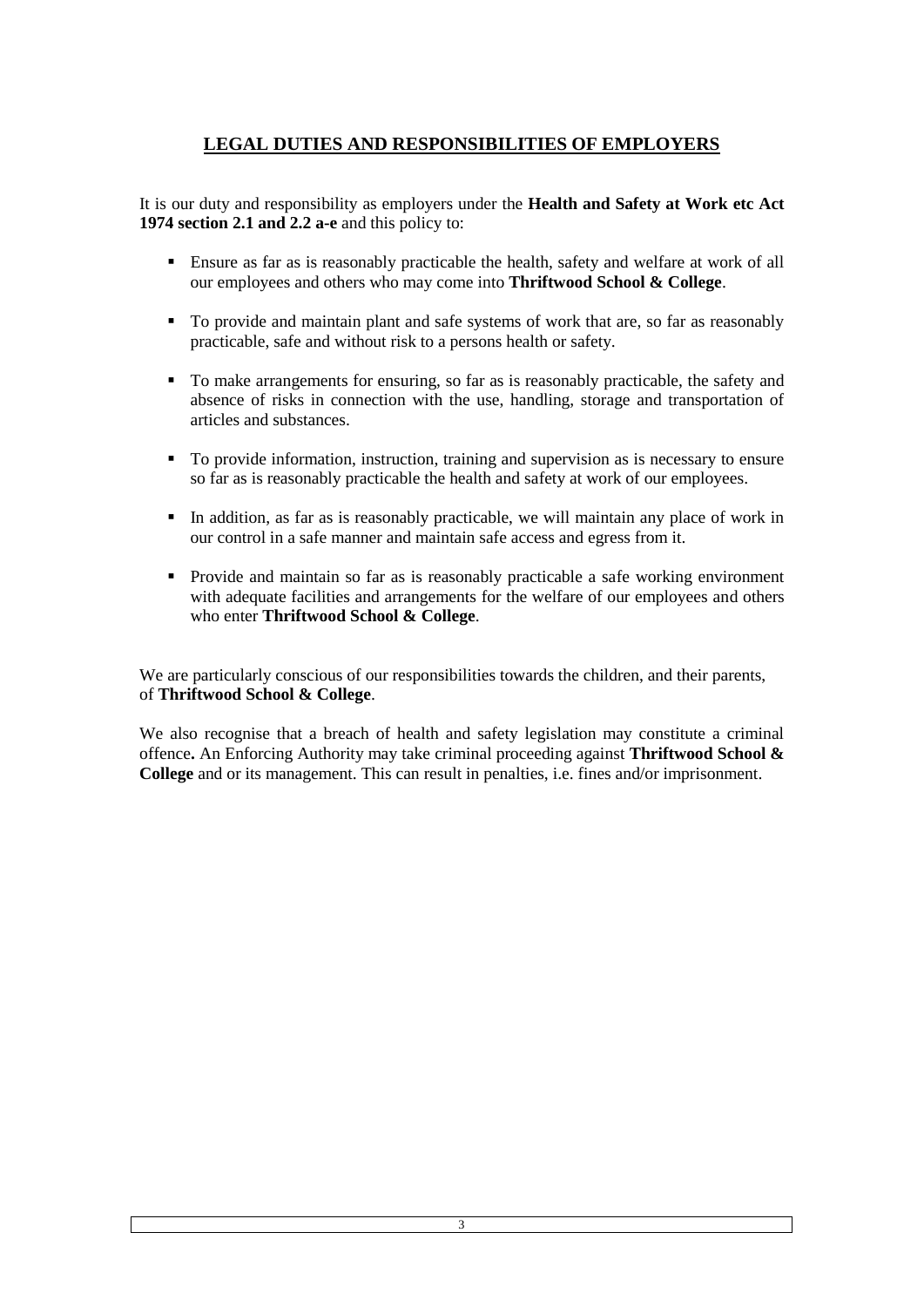## LEGAL DUTIES AND RESPONSIBILITIES OF EMPLOYERS

It is our duty and responsibility as employers under the **Health and Safety at Work etc Act 1974 section 2.1 and 2.2 a-e** and this policy to:

- Ensure as far as is reasonably practicable the health, safety and welfare at work of all our employees and others who may come into **Thriftwood School & College**.
- To provide and maintain plant and safe systems of work that are, so far as reasonably practicable, safe and without risk to a persons health or safety.
- To make arrangements for ensuring, so far as is reasonably practicable, the safety and absence of risks in connection with the use, handling, storage and transportation of articles and substances.
- To provide information, instruction, training and supervision as is necessary to ensure so far as is reasonably practicable the health and safety at work of our employees.
- In addition, as far as is reasonably practicable, we will maintain any place of work in our control in a safe manner and maintain safe access and egress from it.
- Provide and maintain so far as is reasonably practicable a safe working environment with adequate facilities and arrangements for the welfare of our employees and others who enter **Thriftwood School & College**.

We are particularly conscious of our responsibilities towards the children, and their parents, of **Thriftwood School & College**.

We also recognise that a breach of health and safety legislation may constitute a criminal offence**.** An Enforcing Authority may take criminal proceeding against **Thriftwood School & College** and or its management. This can result in penalties, i.e. fines and/or imprisonment.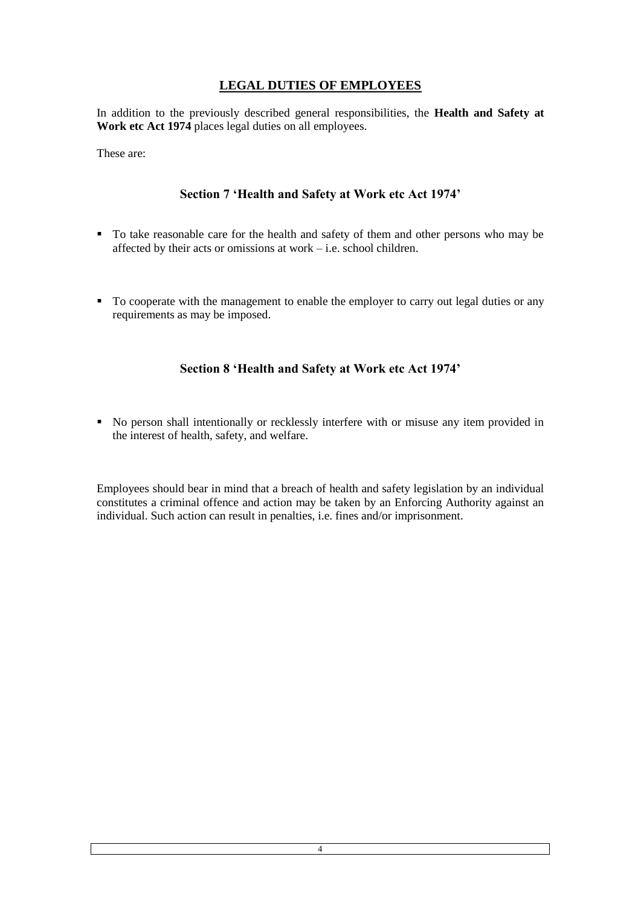## LEGAL DUTIES OF EMPLOYEES

In addition to the previously described general responsibilities, the **Health and Safety at Work etc Act 1974** places legal duties on all employees.

These are:

### Section 7 'Health and Safety at Work etc Act 1974'

- To take reasonable care for the health and safety of them and other persons who may be affected by their acts or omissions at work – i.e. school children.
- To cooperate with the management to enable the employer to carry out legal duties or any requirements as may be imposed.

### Section 8 'Health and Safety at Work etc Act 1974'

- No person shall intentionally or recklessly interfere with or misuse any item provided in the interest of health, safety, and welfare.

Employees should bear in mind that a breach of health and safety legislation by an individual constitutes a criminal offence and action may be taken by an Enforcing Authority against an individual. Such action can result in penalties, i.e. fines and/or imprisonment.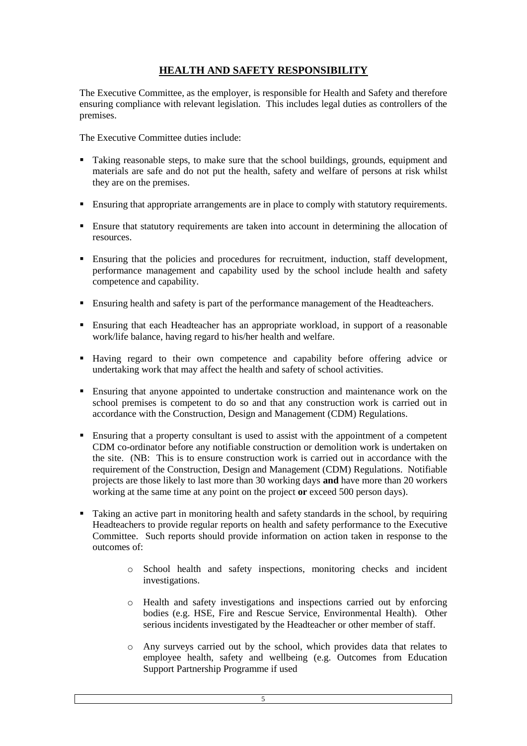## HEALTH AND SAFETY RESPONSIBILITY

The Executive Committee, as the employer, is responsible for Health and Safety and therefore ensuring compliance with relevant legislation. This includes legal duties as controllers of the premises.

The Executive Committee duties include:

- Taking reasonable steps, to make sure that the school buildings, grounds, equipment and materials are safe and do not put the health, safety and welfare of persons at risk whilst they are on the premises.
- Ensuring that appropriate arrangements are in place to comply with statutory requirements.
- Ensure that statutory requirements are taken into account in determining the allocation of resources.
- Ensuring that the policies and procedures for recruitment, induction, staff development, performance management and capability used by the school include health and safety competence and capability.
- Ensuring health and safety is part of the performance management of the Headteachers.
- Ensuring that each Headteacher has an appropriate workload, in support of a reasonable work/life balance, having regard to his/her health and welfare.
- Having regard to their own competence and capability before offering advice or undertaking work that may affect the health and safety of school activities.
- Ensuring that anyone appointed to undertake construction and maintenance work on the school premises is competent to do so and that any construction work is carried out in accordance with the Construction, Design and Management (CDM) Regulations.
- Ensuring that a property consultant is used to assist with the appointment of a competent CDM co-ordinator before any notifiable construction or demolition work is undertaken on the site. (NB: This is to ensure construction work is carried out in accordance with the requirement of the Construction, Design and Management (CDM) Regulations. Notifiable projects are those likely to last more than 30 working days **and** have more than 20 workers working at the same time at any point on the project **or** exceed 500 person days).
- Taking an active part in monitoring health and safety standards in the school, by requiring Headteachers to provide regular reports on health and safety performance to the Executive Committee. Such reports should provide information on action taken in response to the outcomes of:
  - School health and safety inspections, monitoring checks and incident investigations.
  - Health and safety investigations and inspections carried out by enforcing bodies (e.g. HSE, Fire and Rescue Service, Environmental Health). Other serious incidents investigated by the Headteacher or other member of staff.
  - Any surveys carried out by the school, which provides data that relates to employee health, safety and wellbeing (e.g. Outcomes from Education Support Partnership Programme if used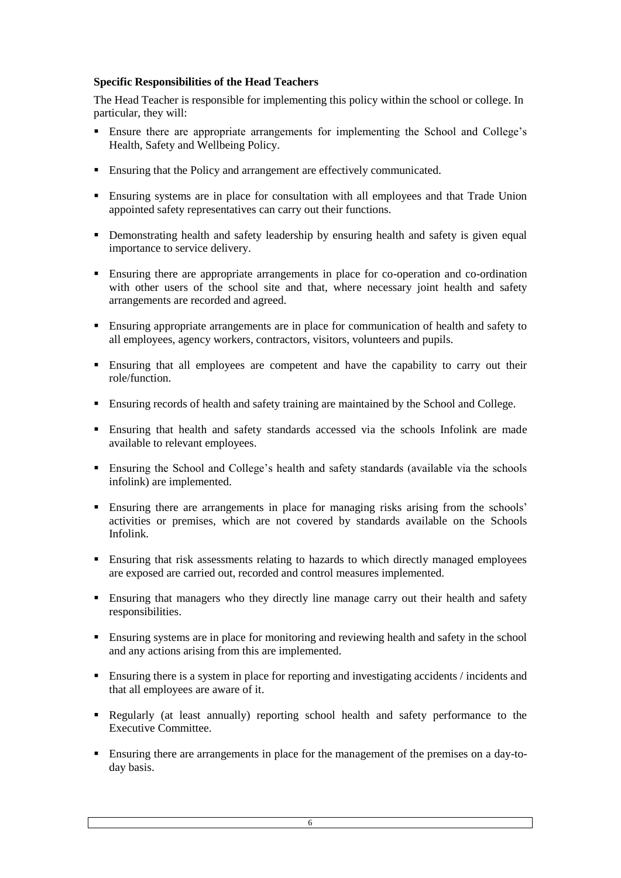**Specific Responsibilities of the Head Teachers**

The Head Teacher is responsible for implementing this policy within the school or college. In particular, they will:

- Ensure there are appropriate arrangements for implementing the School and College's Health, Safety and Wellbeing Policy.
- Ensuring that the Policy and arrangement are effectively communicated.
- Ensuring systems are in place for consultation with all employees and that Trade Union appointed safety representatives can carry out their functions.
- Demonstrating health and safety leadership by ensuring health and safety is given equal importance to service delivery.
- Ensuring there are appropriate arrangements in place for co-operation and co-ordination with other users of the school site and that, where necessary joint health and safety arrangements are recorded and agreed.
- Ensuring appropriate arrangements are in place for communication of health and safety to all employees, agency workers, contractors, visitors, volunteers and pupils.
- Ensuring that all employees are competent and have the capability to carry out their role/function.
- Ensuring records of health and safety training are maintained by the School and College.
- Ensuring that health and safety standards accessed via the schools Infolink are made available to relevant employees.
- Ensuring the School and College's health and safety standards (available via the schools infolink) are implemented.
- Ensuring there are arrangements in place for managing risks arising from the schools' activities or premises, which are not covered by standards available on the Schools Infolink.
- Ensuring that risk assessments relating to hazards to which directly managed employees are exposed are carried out, recorded and control measures implemented.
- Ensuring that managers who they directly line manage carry out their health and safety responsibilities.
- Ensuring systems are in place for monitoring and reviewing health and safety in the school and any actions arising from this are implemented.
- Ensuring there is a system in place for reporting and investigating accidents / incidents and that all employees are aware of it.
- Regularly (at least annually) reporting school health and safety performance to the Executive Committee.
- Ensuring there are arrangements in place for the management of the premises on a day-to-day basis.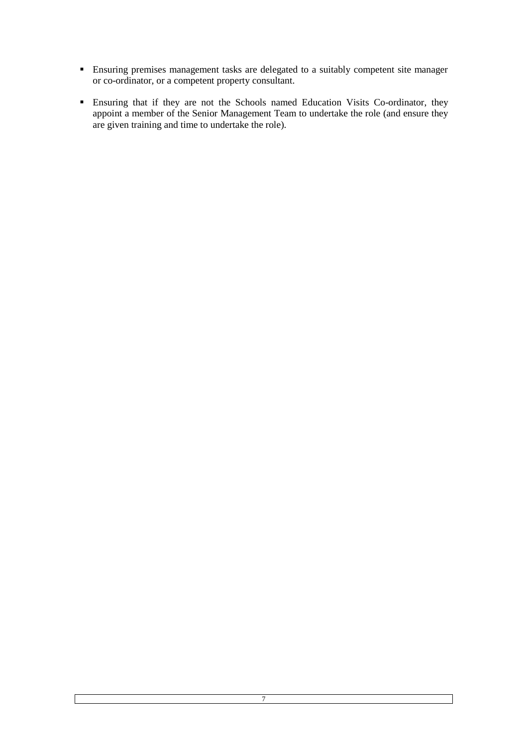- Ensuring premises management tasks are delegated to a suitably competent site manager or co-ordinator, or a competent property consultant.
- Ensuring that if they are not the Schools named Education Visits Co-ordinator, they appoint a member of the Senior Management Team to undertake the role (and ensure they are given training and time to undertake the role).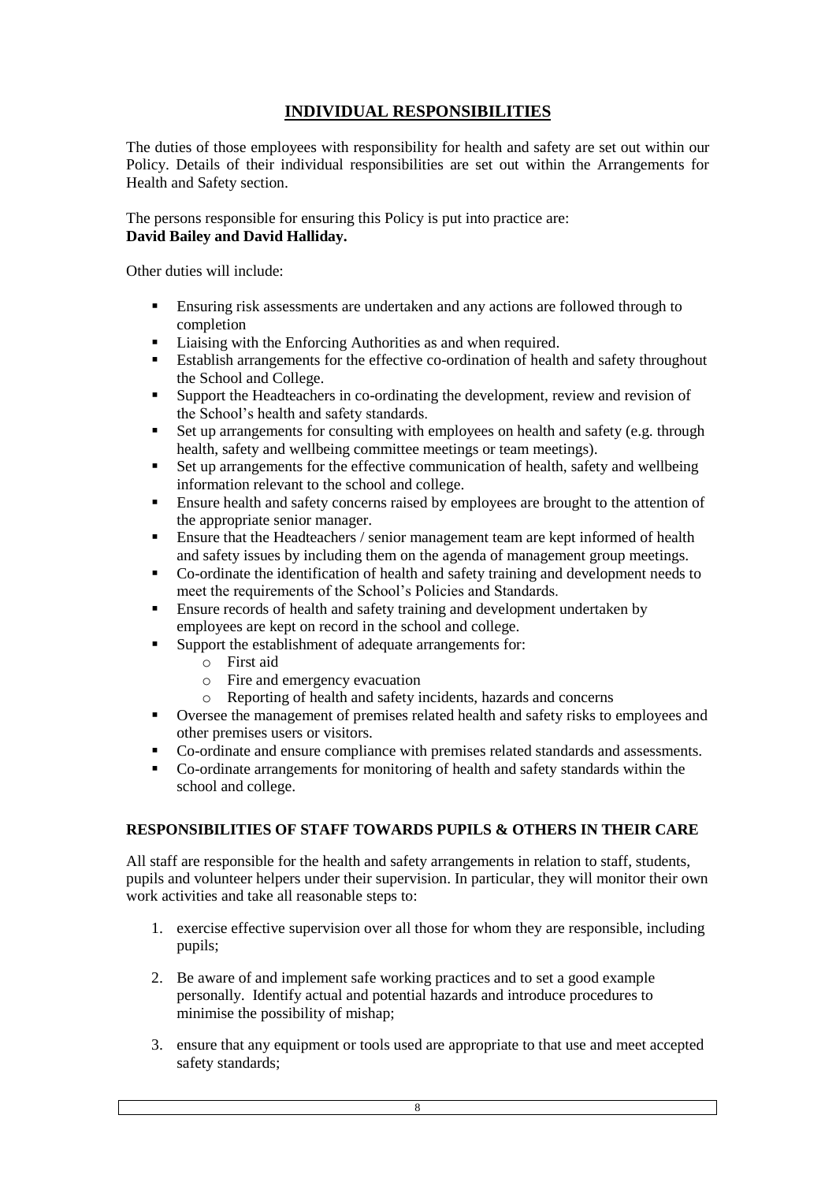## INDIVIDUAL RESPONSIBILITIES

The duties of those employees with responsibility for health and safety are set out within our Policy. Details of their individual responsibilities are set out within the Arrangements for Health and Safety section.

The persons responsible for ensuring this Policy is put into practice are:
**David Bailey and David Halliday.**

Other duties will include:

- Ensuring risk assessments are undertaken and any actions are followed through to completion
- Liaising with the Enforcing Authorities as and when required.
- Establish arrangements for the effective co-ordination of health and safety throughout the School and College.
- Support the Headteachers in co-ordinating the development, review and revision of the School's health and safety standards.
- Set up arrangements for consulting with employees on health and safety (e.g. through health, safety and wellbeing committee meetings or team meetings).
- Set up arrangements for the effective communication of health, safety and wellbeing information relevant to the school and college.
- Ensure health and safety concerns raised by employees are brought to the attention of the appropriate senior manager.
- Ensure that the Headteachers / senior management team are kept informed of health and safety issues by including them on the agenda of management group meetings.
- Co-ordinate the identification of health and safety training and development needs to meet the requirements of the School's Policies and Standards.
- Ensure records of health and safety training and development undertaken by employees are kept on record in the school and college.
- Support the establishment of adequate arrangements for:
  - First aid
  - Fire and emergency evacuation
  - Reporting of health and safety incidents, hazards and concerns
- Oversee the management of premises related health and safety risks to employees and other premises users or visitors.
- Co-ordinate and ensure compliance with premises related standards and assessments.
- Co-ordinate arrangements for monitoring of health and safety standards within the school and college.

### RESPONSIBILITIES OF STAFF TOWARDS PUPILS & OTHERS IN THEIR CARE

All staff are responsible for the health and safety arrangements in relation to staff, students, pupils and volunteer helpers under their supervision. In particular, they will monitor their own work activities and take all reasonable steps to:

1. exercise effective supervision over all those for whom they are responsible, including pupils;

2. Be aware of and implement safe working practices and to set a good example personally. Identify actual and potential hazards and introduce procedures to minimise the possibility of mishap;

3. ensure that any equipment or tools used are appropriate to that use and meet accepted safety standards;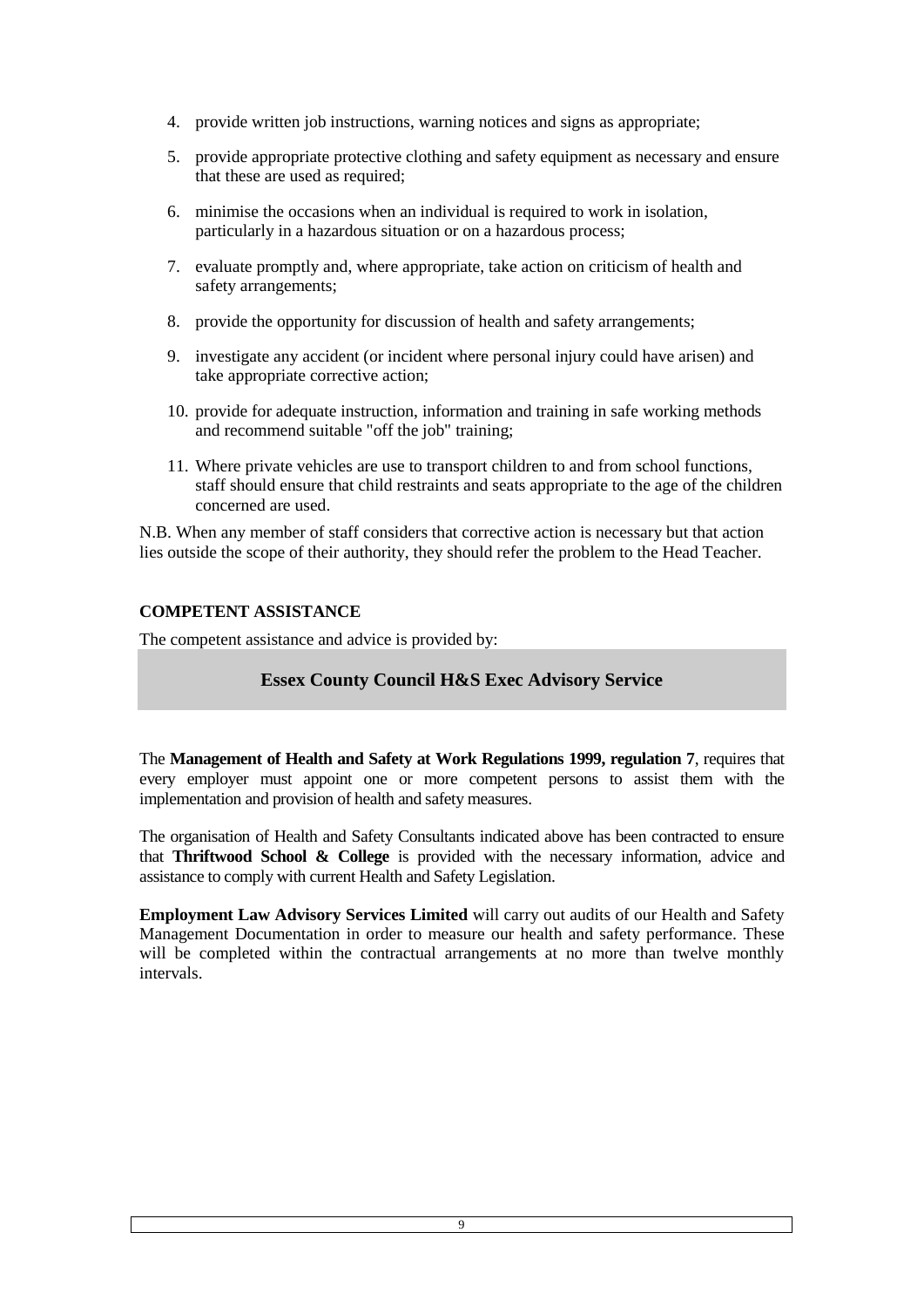4. provide written job instructions, warning notices and signs as appropriate;
5. provide appropriate protective clothing and safety equipment as necessary and ensure that these are used as required;
6. minimise the occasions when an individual is required to work in isolation, particularly in a hazardous situation or on a hazardous process;
7. evaluate promptly and, where appropriate, take action on criticism of health and safety arrangements;
8. provide the opportunity for discussion of health and safety arrangements;
9. investigate any accident (or incident where personal injury could have arisen) and take appropriate corrective action;
10. provide for adequate instruction, information and training in safe working methods and recommend suitable "off the job" training;
11. Where private vehicles are use to transport children to and from school functions, staff should ensure that child restraints and seats appropriate to the age of the children concerned are used.

N.B. When any member of staff considers that corrective action is necessary but that action lies outside the scope of their authority, they should refer the problem to the Head Teacher.

**COMPETENT ASSISTANCE**

The competent assistance and advice is provided by:

**Essex County Council H&S Exec Advisory Service**

The **Management of Health and Safety at Work Regulations 1999, regulation 7**, requires that every employer must appoint one or more competent persons to assist them with the implementation and provision of health and safety measures.

The organisation of Health and Safety Consultants indicated above has been contracted to ensure that **Thriftwood School & College** is provided with the necessary information, advice and assistance to comply with current Health and Safety Legislation.

**Employment Law Advisory Services Limited** will carry out audits of our Health and Safety Management Documentation in order to measure our health and safety performance. These will be completed within the contractual arrangements at no more than twelve monthly intervals.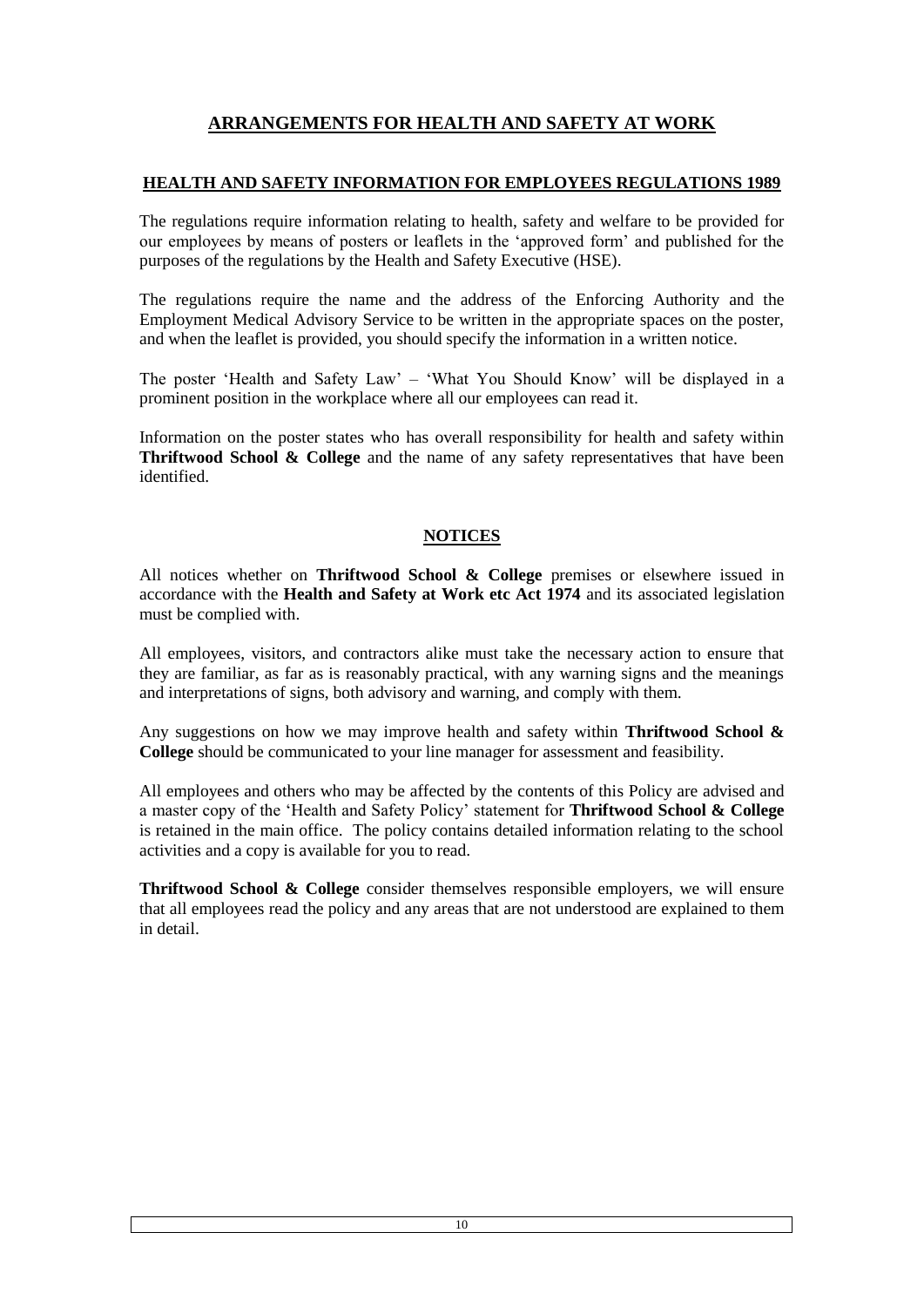# ARRANGEMENTS FOR HEALTH AND SAFETY AT WORK

## HEALTH AND SAFETY INFORMATION FOR EMPLOYEES REGULATIONS 1989

The regulations require information relating to health, safety and welfare to be provided for our employees by means of posters or leaflets in the 'approved form' and published for the purposes of the regulations by the Health and Safety Executive (HSE).

The regulations require the name and the address of the Enforcing Authority and the Employment Medical Advisory Service to be written in the appropriate spaces on the poster, and when the leaflet is provided, you should specify the information in a written notice.

The poster 'Health and Safety Law' – 'What You Should Know' will be displayed in a prominent position in the workplace where all our employees can read it.

Information on the poster states who has overall responsibility for health and safety within **Thriftwood School & College** and the name of any safety representatives that have been identified.

## NOTICES

All notices whether on **Thriftwood School & College** premises or elsewhere issued in accordance with the **Health and Safety at Work etc Act 1974** and its associated legislation must be complied with.

All employees, visitors, and contractors alike must take the necessary action to ensure that they are familiar, as far as is reasonably practical, with any warning signs and the meanings and interpretations of signs, both advisory and warning, and comply with them.

Any suggestions on how we may improve health and safety within **Thriftwood School & College** should be communicated to your line manager for assessment and feasibility.

All employees and others who may be affected by the contents of this Policy are advised and a master copy of the 'Health and Safety Policy' statement for **Thriftwood School & College** is retained in the main office. The policy contains detailed information relating to the school activities and a copy is available for you to read.

**Thriftwood School & College** consider themselves responsible employers, we will ensure that all employees read the policy and any areas that are not understood are explained to them in detail.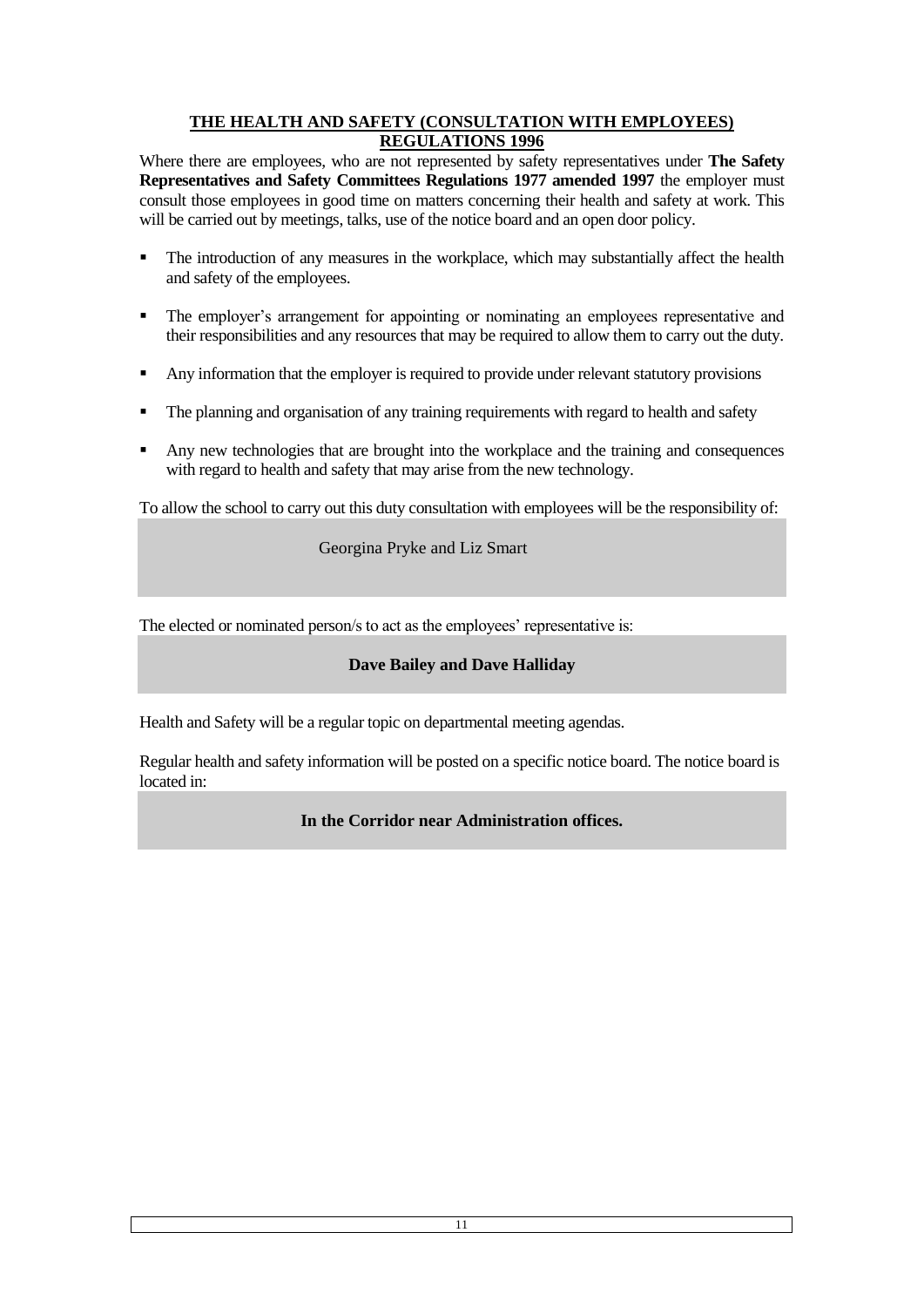## THE HEALTH AND SAFETY (CONSULTATION WITH EMPLOYEES) REGULATIONS 1996

Where there are employees, who are not represented by safety representatives under **The Safety Representatives and Safety Committees Regulations 1977 amended 1997** the employer must consult those employees in good time on matters concerning their health and safety at work. This will be carried out by meetings, talks, use of the notice board and an open door policy.

- The introduction of any measures in the workplace, which may substantially affect the health and safety of the employees.
- The employer's arrangement for appointing or nominating an employees representative and their responsibilities and any resources that may be required to allow them to carry out the duty.
- Any information that the employer is required to provide under relevant statutory provisions
- The planning and organisation of any training requirements with regard to health and safety
- Any new technologies that are brought into the workplace and the training and consequences with regard to health and safety that may arise from the new technology.

To allow the school to carry out this duty consultation with employees will be the responsibility of:

Georgina Pryke and Liz Smart

The elected or nominated person/s to act as the employees' representative is:

**Dave Bailey and Dave Halliday**

Health and Safety will be a regular topic on departmental meeting agendas.

Regular health and safety information will be posted on a specific notice board. The notice board is located in:

**In the Corridor near Administration offices.**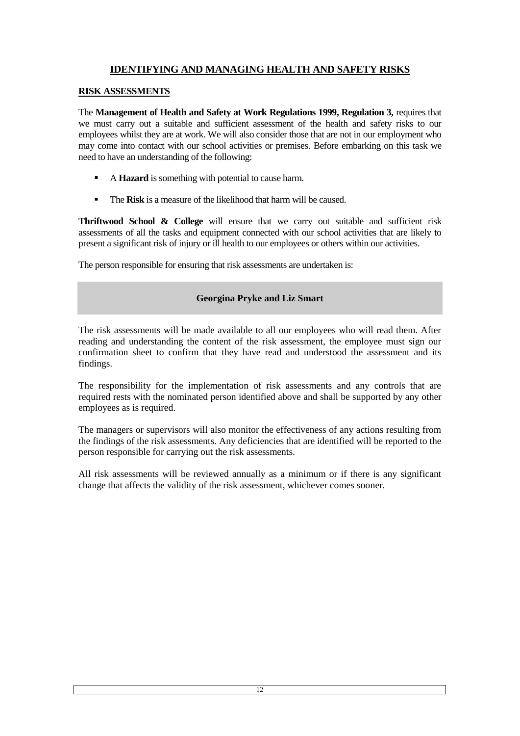# IDENTIFYING AND MANAGING HEALTH AND SAFETY RISKS

## RISK ASSESSMENTS

The **Management of Health and Safety at Work Regulations 1999, Regulation 3,** requires that we must carry out a suitable and sufficient assessment of the health and safety risks to our employees whilst they are at work. We will also consider those that are not in our employment who may come into contact with our school activities or premises. Before embarking on this task we need to have an understanding of the following:

- A **Hazard** is something with potential to cause harm.
- The **Risk** is a measure of the likelihood that harm will be caused.

**Thriftwood School & College** will ensure that we carry out suitable and sufficient risk assessments of all the tasks and equipment connected with our school activities that are likely to present a significant risk of injury or ill health to our employees or others within our activities.

The person responsible for ensuring that risk assessments are undertaken is:

**Georgina Pryke and Liz Smart**

The risk assessments will be made available to all our employees who will read them. After reading and understanding the content of the risk assessment, the employee must sign our confirmation sheet to confirm that they have read and understood the assessment and its findings.

The responsibility for the implementation of risk assessments and any controls that are required rests with the nominated person identified above and shall be supported by any other employees as is required.

The managers or supervisors will also monitor the effectiveness of any actions resulting from the findings of the risk assessments. Any deficiencies that are identified will be reported to the person responsible for carrying out the risk assessments.

All risk assessments will be reviewed annually as a minimum or if there is any significant change that affects the validity of the risk assessment, whichever comes sooner.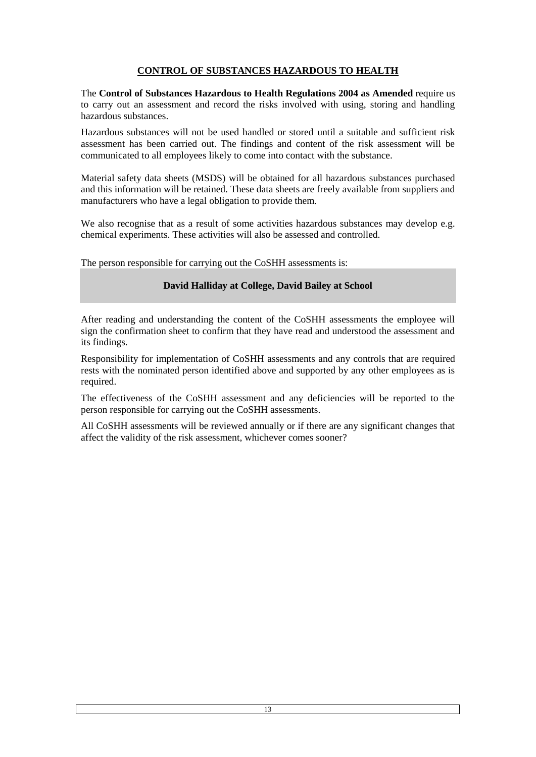## CONTROL OF SUBSTANCES HAZARDOUS TO HEALTH

The **Control of Substances Hazardous to Health Regulations 2004 as Amended** require us to carry out an assessment and record the risks involved with using, storing and handling hazardous substances.

Hazardous substances will not be used handled or stored until a suitable and sufficient risk assessment has been carried out. The findings and content of the risk assessment will be communicated to all employees likely to come into contact with the substance.

Material safety data sheets (MSDS) will be obtained for all hazardous substances purchased and this information will be retained. These data sheets are freely available from suppliers and manufacturers who have a legal obligation to provide them.

We also recognise that as a result of some activities hazardous substances may develop e.g. chemical experiments. These activities will also be assessed and controlled.

The person responsible for carrying out the CoSHH assessments is:

**David Halliday at College, David Bailey at School**

After reading and understanding the content of the CoSHH assessments the employee will sign the confirmation sheet to confirm that they have read and understood the assessment and its findings.

Responsibility for implementation of CoSHH assessments and any controls that are required rests with the nominated person identified above and supported by any other employees as is required.

The effectiveness of the CoSHH assessment and any deficiencies will be reported to the person responsible for carrying out the CoSHH assessments.

All CoSHH assessments will be reviewed annually or if there are any significant changes that affect the validity of the risk assessment, whichever comes sooner?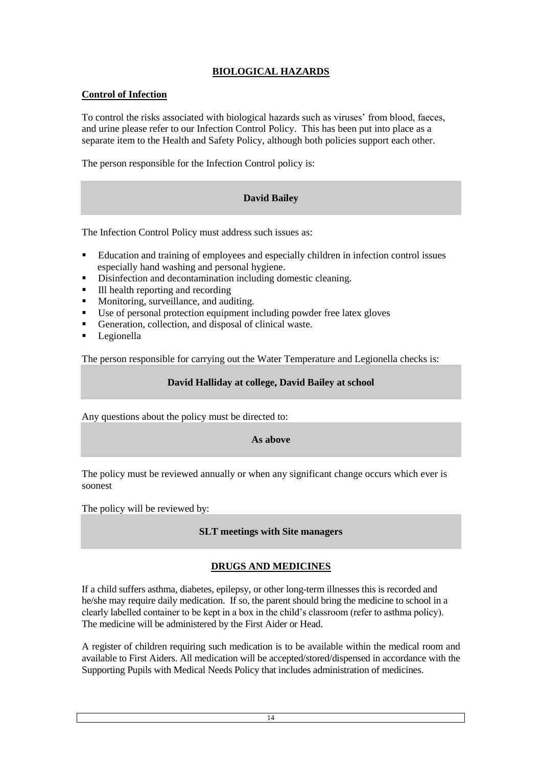## BIOLOGICAL HAZARDS

### Control of Infection

To control the risks associated with biological hazards such as viruses' from blood, faeces, and urine please refer to our Infection Control Policy. This has been put into place as a separate item to the Health and Safety Policy, although both policies support each other.

The person responsible for the Infection Control policy is:

**David Bailey**

The Infection Control Policy must address such issues as:

- Education and training of employees and especially children in infection control issues especially hand washing and personal hygiene.
- Disinfection and decontamination including domestic cleaning.
- Ill health reporting and recording
- Monitoring, surveillance, and auditing.
- Use of personal protection equipment including powder free latex gloves
- Generation, collection, and disposal of clinical waste.
- Legionella

The person responsible for carrying out the Water Temperature and Legionella checks is:

**David Halliday at college, David Bailey at school**

Any questions about the policy must be directed to:

**As above**

The policy must be reviewed annually or when any significant change occurs which ever is soonest

The policy will be reviewed by:

**SLT meetings with Site managers**

## DRUGS AND MEDICINES

If a child suffers asthma, diabetes, epilepsy, or other long-term illnesses this is recorded and he/she may require daily medication. If so, the parent should bring the medicine to school in a clearly labelled container to be kept in a box in the child's classroom (refer to asthma policy). The medicine will be administered by the First Aider or Head.

A register of children requiring such medication is to be available within the medical room and available to First Aiders. All medication will be accepted/stored/dispensed in accordance with the Supporting Pupils with Medical Needs Policy that includes administration of medicines.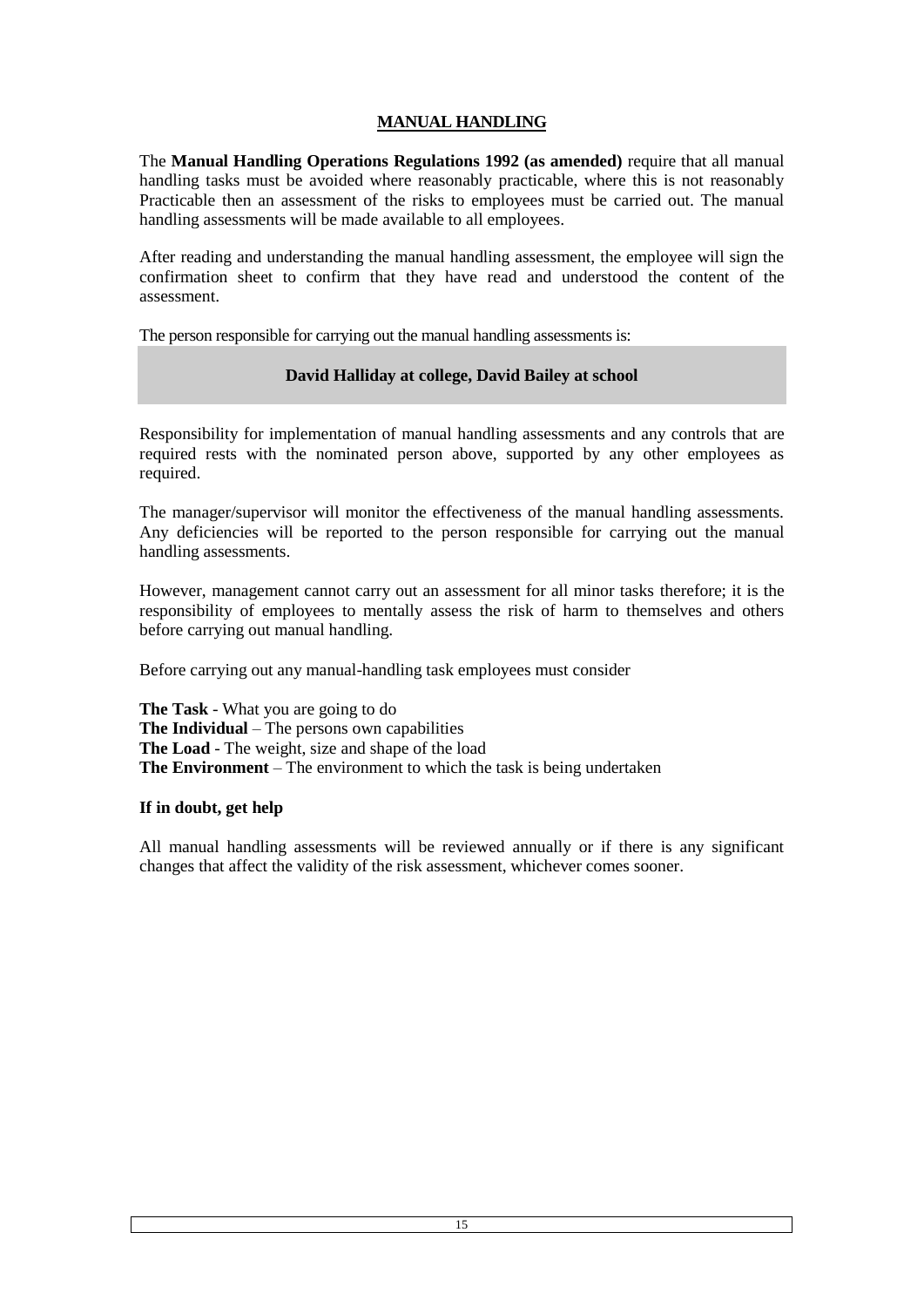## MANUAL HANDLING

The **Manual Handling Operations Regulations 1992 (as amended)** require that all manual handling tasks must be avoided where reasonably practicable, where this is not reasonably Practicable then an assessment of the risks to employees must be carried out. The manual handling assessments will be made available to all employees.

After reading and understanding the manual handling assessment, the employee will sign the confirmation sheet to confirm that they have read and understood the content of the assessment.

The person responsible for carrying out the manual handling assessments is:

**David Halliday at college, David Bailey at school**

Responsibility for implementation of manual handling assessments and any controls that are required rests with the nominated person above, supported by any other employees as required.

The manager/supervisor will monitor the effectiveness of the manual handling assessments. Any deficiencies will be reported to the person responsible for carrying out the manual handling assessments.

However, management cannot carry out an assessment for all minor tasks therefore; it is the responsibility of employees to mentally assess the risk of harm to themselves and others before carrying out manual handling.

Before carrying out any manual-handling task employees must consider

**The Task** - What you are going to do
**The Individual** – The persons own capabilities
**The Load** - The weight, size and shape of the load
**The Environment** – The environment to which the task is being undertaken

**If in doubt, get help**

All manual handling assessments will be reviewed annually or if there is any significant changes that affect the validity of the risk assessment, whichever comes sooner.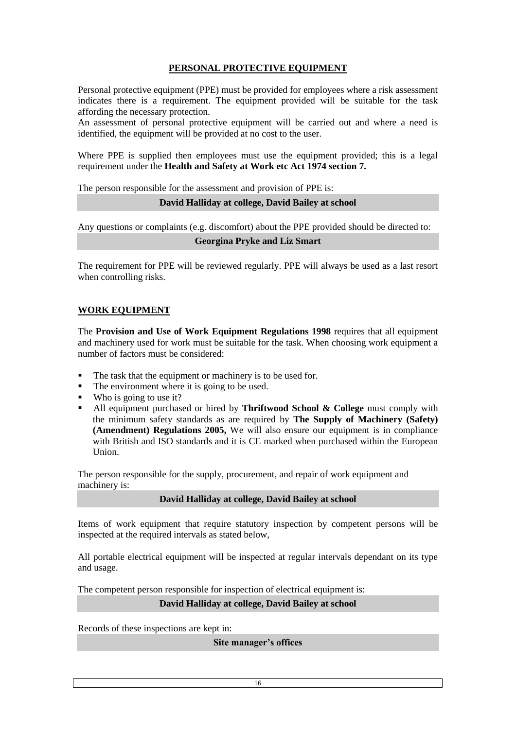## PERSONAL PROTECTIVE EQUIPMENT

Personal protective equipment (PPE) must be provided for employees where a risk assessment indicates there is a requirement. The equipment provided will be suitable for the task affording the necessary protection.
An assessment of personal protective equipment will be carried out and where a need is identified, the equipment will be provided at no cost to the user.

Where PPE is supplied then employees must use the equipment provided; this is a legal requirement under the **Health and Safety at Work etc Act 1974 section 7.**

The person responsible for the assessment and provision of PPE is:

**David Halliday at college, David Bailey at school**

Any questions or complaints (e.g. discomfort) about the PPE provided should be directed to:

**Georgina Pryke and Liz Smart**

The requirement for PPE will be reviewed regularly. PPE will always be used as a last resort when controlling risks.

## WORK EQUIPMENT

The **Provision and Use of Work Equipment Regulations 1998** requires that all equipment and machinery used for work must be suitable for the task. When choosing work equipment a number of factors must be considered:

- The task that the equipment or machinery is to be used for.
- The environment where it is going to be used.
- Who is going to use it?
- All equipment purchased or hired by **Thriftwood School & College** must comply with the minimum safety standards as are required by **The Supply of Machinery (Safety) (Amendment) Regulations 2005,** We will also ensure our equipment is in compliance with British and ISO standards and it is CE marked when purchased within the European Union.

The person responsible for the supply, procurement, and repair of work equipment and machinery is:

**David Halliday at college, David Bailey at school**

Items of work equipment that require statutory inspection by competent persons will be inspected at the required intervals as stated below,

All portable electrical equipment will be inspected at regular intervals dependant on its type and usage.

The competent person responsible for inspection of electrical equipment is:

**David Halliday at college, David Bailey at school**

Records of these inspections are kept in:

**Site manager's offices**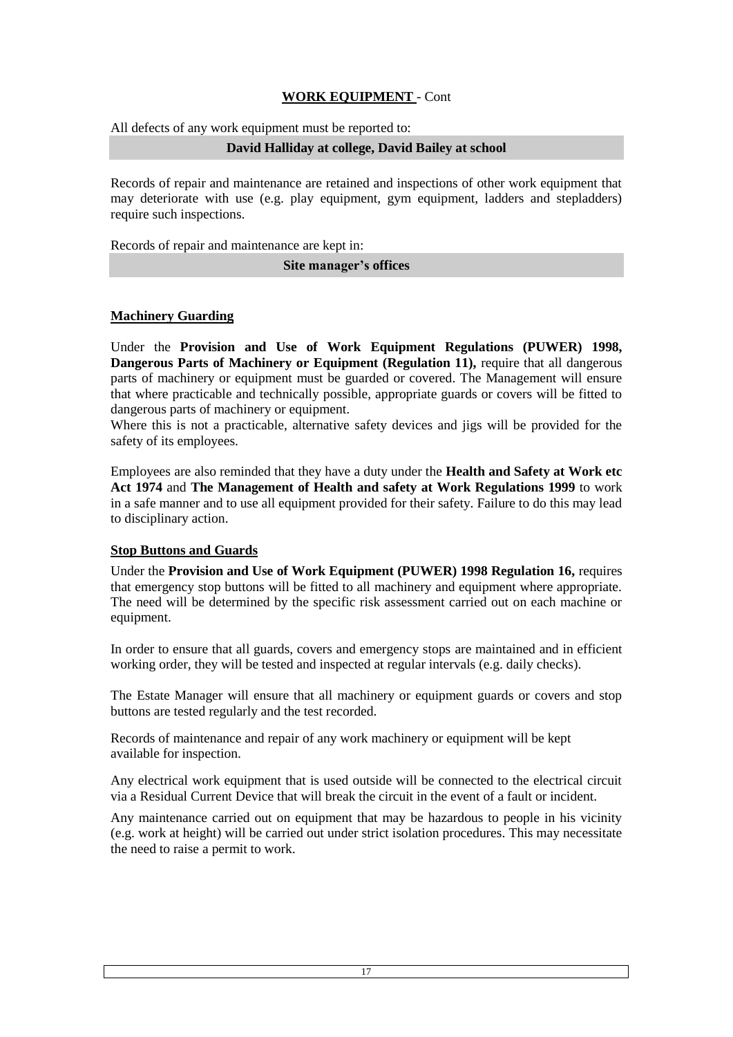## WORK EQUIPMENT - Cont

All defects of any work equipment must be reported to:

**David Halliday at college, David Bailey at school**

Records of repair and maintenance are retained and inspections of other work equipment that may deteriorate with use (e.g. play equipment, gym equipment, ladders and stepladders) require such inspections.

Records of repair and maintenance are kept in:

**Site manager's offices**

### Machinery Guarding

Under the **Provision and Use of Work Equipment Regulations (PUWER) 1998, Dangerous Parts of Machinery or Equipment (Regulation 11),** require that all dangerous parts of machinery or equipment must be guarded or covered. The Management will ensure that where practicable and technically possible, appropriate guards or covers will be fitted to dangerous parts of machinery or equipment.
Where this is not a practicable, alternative safety devices and jigs will be provided for the safety of its employees.

Employees are also reminded that they have a duty under the **Health and Safety at Work etc Act 1974** and **The Management of Health and safety at Work Regulations 1999** to work in a safe manner and to use all equipment provided for their safety. Failure to do this may lead to disciplinary action.

### Stop Buttons and Guards

Under the **Provision and Use of Work Equipment (PUWER) 1998 Regulation 16,** requires that emergency stop buttons will be fitted to all machinery and equipment where appropriate. The need will be determined by the specific risk assessment carried out on each machine or equipment.

In order to ensure that all guards, covers and emergency stops are maintained and in efficient working order, they will be tested and inspected at regular intervals (e.g. daily checks).

The Estate Manager will ensure that all machinery or equipment guards or covers and stop buttons are tested regularly and the test recorded.

Records of maintenance and repair of any work machinery or equipment will be kept available for inspection.

Any electrical work equipment that is used outside will be connected to the electrical circuit via a Residual Current Device that will break the circuit in the event of a fault or incident.

Any maintenance carried out on equipment that may be hazardous to people in his vicinity (e.g. work at height) will be carried out under strict isolation procedures. This may necessitate the need to raise a permit to work.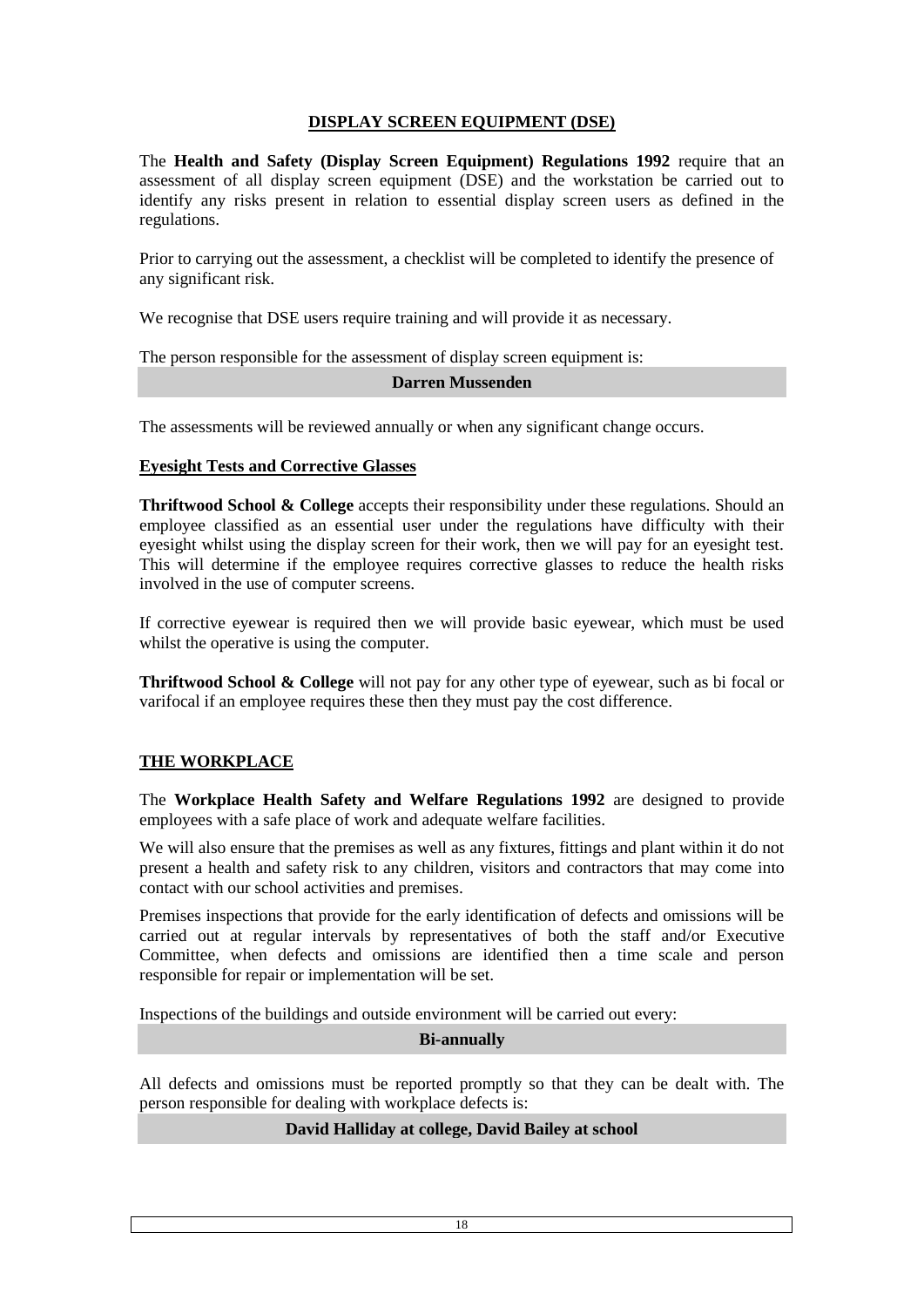## DISPLAY SCREEN EQUIPMENT (DSE)

The **Health and Safety (Display Screen Equipment) Regulations 1992** require that an assessment of all display screen equipment (DSE) and the workstation be carried out to identify any risks present in relation to essential display screen users as defined in the regulations.

Prior to carrying out the assessment, a checklist will be completed to identify the presence of any significant risk.

We recognise that DSE users require training and will provide it as necessary.

The person responsible for the assessment of display screen equipment is:

**Darren Mussenden**

The assessments will be reviewed annually or when any significant change occurs.

### Eyesight Tests and Corrective Glasses

**Thriftwood School & College** accepts their responsibility under these regulations. Should an employee classified as an essential user under the regulations have difficulty with their eyesight whilst using the display screen for their work, then we will pay for an eyesight test. This will determine if the employee requires corrective glasses to reduce the health risks involved in the use of computer screens.

If corrective eyewear is required then we will provide basic eyewear, which must be used whilst the operative is using the computer.

**Thriftwood School & College** will not pay for any other type of eyewear, such as bi focal or varifocal if an employee requires these then they must pay the cost difference.

## THE WORKPLACE

The **Workplace Health Safety and Welfare Regulations 1992** are designed to provide employees with a safe place of work and adequate welfare facilities.

We will also ensure that the premises as well as any fixtures, fittings and plant within it do not present a health and safety risk to any children, visitors and contractors that may come into contact with our school activities and premises.

Premises inspections that provide for the early identification of defects and omissions will be carried out at regular intervals by representatives of both the staff and/or Executive Committee, when defects and omissions are identified then a time scale and person responsible for repair or implementation will be set.

Inspections of the buildings and outside environment will be carried out every:

**Bi-annually**

All defects and omissions must be reported promptly so that they can be dealt with. The person responsible for dealing with workplace defects is:

**David Halliday at college, David Bailey at school**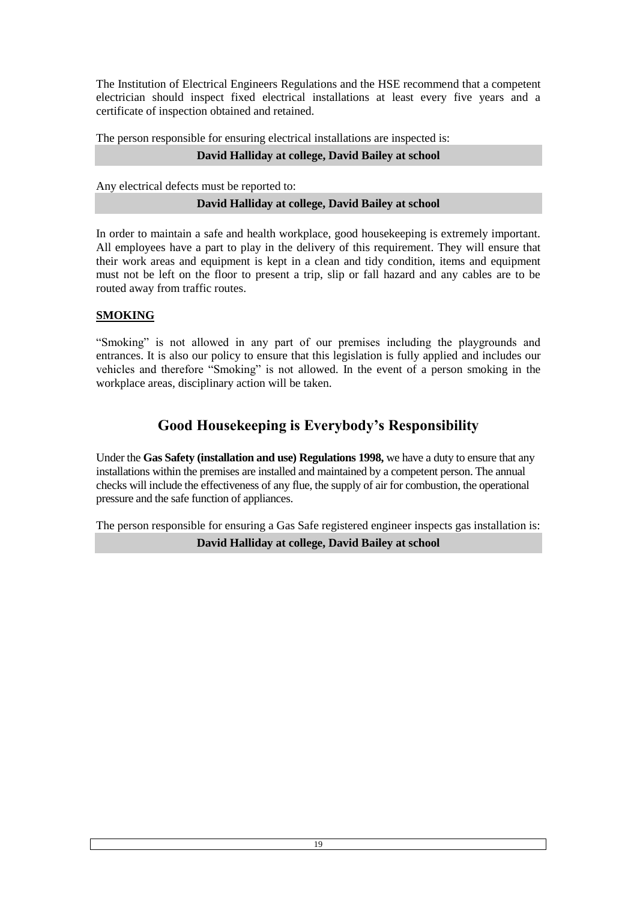The Institution of Electrical Engineers Regulations and the HSE recommend that a competent electrician should inspect fixed electrical installations at least every five years and a certificate of inspection obtained and retained.

The person responsible for ensuring electrical installations are inspected is:

**David Halliday at college, David Bailey at school**

Any electrical defects must be reported to:

**David Halliday at college, David Bailey at school**

In order to maintain a safe and health workplace, good housekeeping is extremely important. All employees have a part to play in the delivery of this requirement. They will ensure that their work areas and equipment is kept in a clean and tidy condition, items and equipment must not be left on the floor to present a trip, slip or fall hazard and any cables are to be routed away from traffic routes.

**SMOKING**

"Smoking" is not allowed in any part of our premises including the playgrounds and entrances. It is also our policy to ensure that this legislation is fully applied and includes our vehicles and therefore "Smoking" is not allowed. In the event of a person smoking in the workplace areas, disciplinary action will be taken.

## Good Housekeeping is Everybody's Responsibility

Under the **Gas Safety (installation and use) Regulations 1998,** we have a duty to ensure that any installations within the premises are installed and maintained by a competent person. The annual checks will include the effectiveness of any flue, the supply of air for combustion, the operational pressure and the safe function of appliances.

The person responsible for ensuring a Gas Safe registered engineer inspects gas installation is:

**David Halliday at college, David Bailey at school**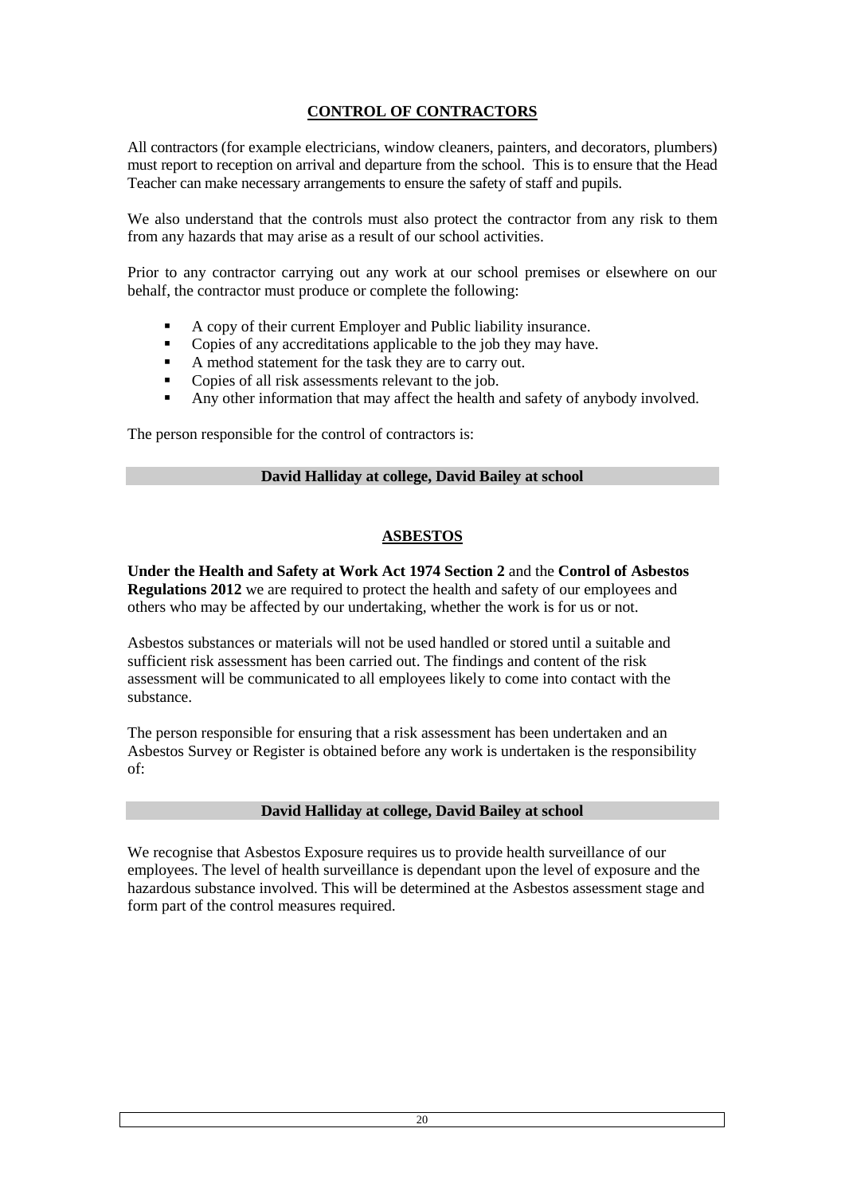## CONTROL OF CONTRACTORS

All contractors (for example electricians, window cleaners, painters, and decorators, plumbers) must report to reception on arrival and departure from the school. This is to ensure that the Head Teacher can make necessary arrangements to ensure the safety of staff and pupils.

We also understand that the controls must also protect the contractor from any risk to them from any hazards that may arise as a result of our school activities.

Prior to any contractor carrying out any work at our school premises or elsewhere on our behalf, the contractor must produce or complete the following:

- A copy of their current Employer and Public liability insurance.
- Copies of any accreditations applicable to the job they may have.
- A method statement for the task they are to carry out.
- Copies of all risk assessments relevant to the job.
- Any other information that may affect the health and safety of anybody involved.

The person responsible for the control of contractors is:

**David Halliday at college, David Bailey at school**

## ASBESTOS

**Under the Health and Safety at Work Act 1974 Section 2** and the **Control of Asbestos Regulations 2012** we are required to protect the health and safety of our employees and others who may be affected by our undertaking, whether the work is for us or not.

Asbestos substances or materials will not be used handled or stored until a suitable and sufficient risk assessment has been carried out. The findings and content of the risk assessment will be communicated to all employees likely to come into contact with the substance.

The person responsible for ensuring that a risk assessment has been undertaken and an Asbestos Survey or Register is obtained before any work is undertaken is the responsibility of:

**David Halliday at college, David Bailey at school**

We recognise that Asbestos Exposure requires us to provide health surveillance of our employees. The level of health surveillance is dependant upon the level of exposure and the hazardous substance involved. This will be determined at the Asbestos assessment stage and form part of the control measures required.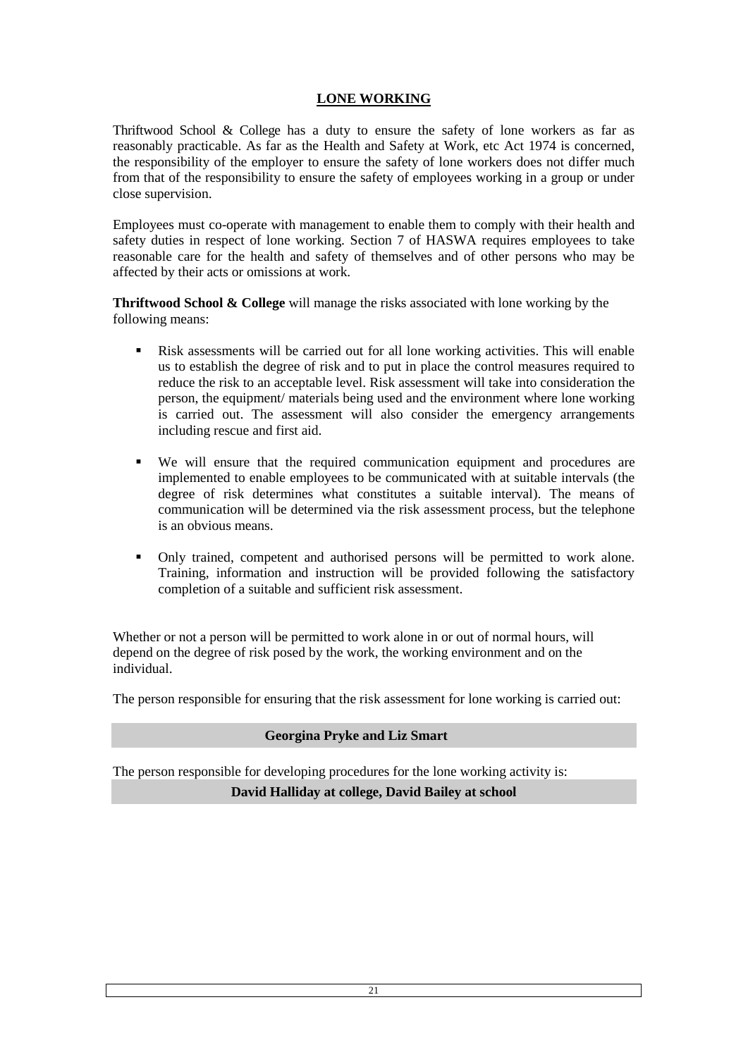## LONE WORKING

Thriftwood School & College has a duty to ensure the safety of lone workers as far as reasonably practicable. As far as the Health and Safety at Work, etc Act 1974 is concerned, the responsibility of the employer to ensure the safety of lone workers does not differ much from that of the responsibility to ensure the safety of employees working in a group or under close supervision.

Employees must co-operate with management to enable them to comply with their health and safety duties in respect of lone working. Section 7 of HASWA requires employees to take reasonable care for the health and safety of themselves and of other persons who may be affected by their acts or omissions at work.

**Thriftwood School & College** will manage the risks associated with lone working by the following means:

- Risk assessments will be carried out for all lone working activities. This will enable us to establish the degree of risk and to put in place the control measures required to reduce the risk to an acceptable level. Risk assessment will take into consideration the person, the equipment/ materials being used and the environment where lone working is carried out. The assessment will also consider the emergency arrangements including rescue and first aid.

- We will ensure that the required communication equipment and procedures are implemented to enable employees to be communicated with at suitable intervals (the degree of risk determines what constitutes a suitable interval). The means of communication will be determined via the risk assessment process, but the telephone is an obvious means.

- Only trained, competent and authorised persons will be permitted to work alone. Training, information and instruction will be provided following the satisfactory completion of a suitable and sufficient risk assessment.

Whether or not a person will be permitted to work alone in or out of normal hours, will depend on the degree of risk posed by the work, the working environment and on the individual.

The person responsible for ensuring that the risk assessment for lone working is carried out:

| **Georgina Pryke and Liz Smart** |
|---|

The person responsible for developing procedures for the lone working activity is:

| **David Halliday at college, David Bailey at school** |
|---|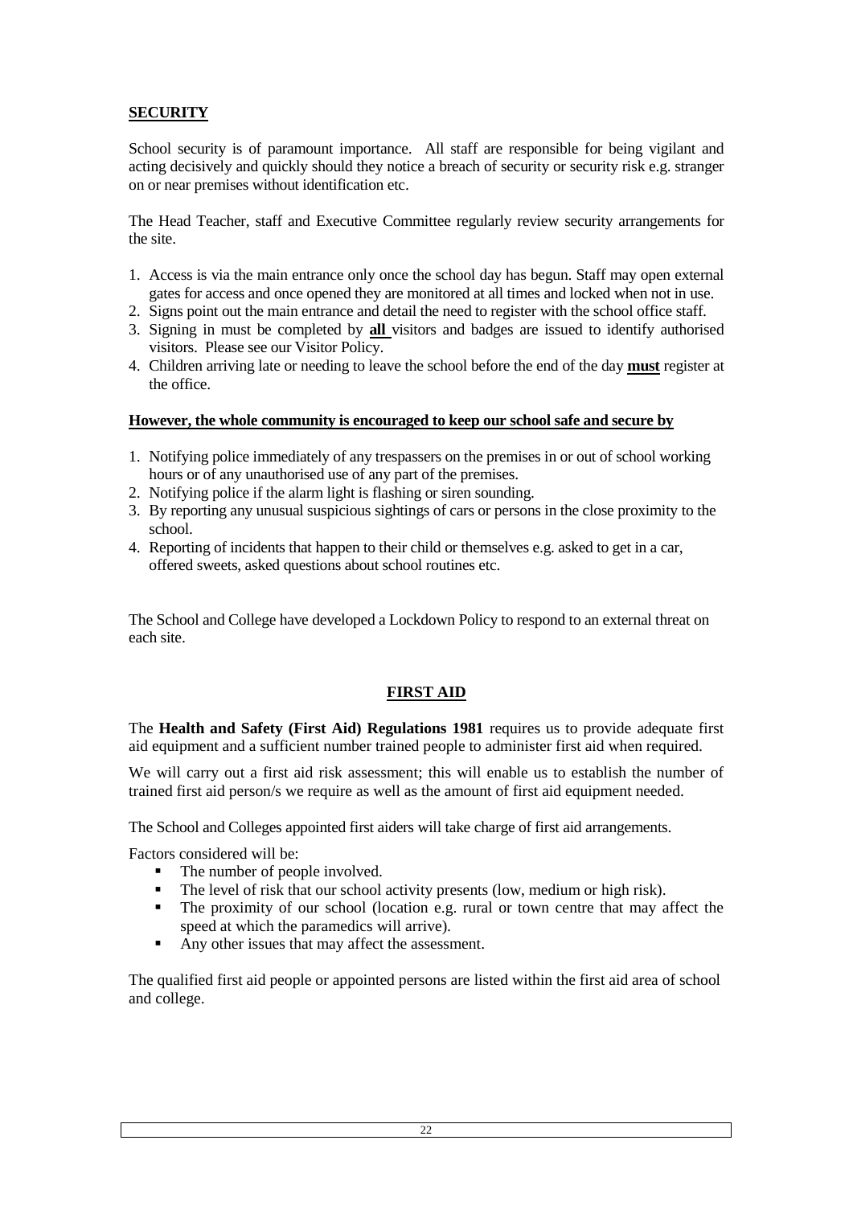## SECURITY

School security is of paramount importance. All staff are responsible for being vigilant and acting decisively and quickly should they notice a breach of security or security risk e.g. stranger on or near premises without identification etc.

The Head Teacher, staff and Executive Committee regularly review security arrangements for the site.

1. Access is via the main entrance only once the school day has begun. Staff may open external gates for access and once opened they are monitored at all times and locked when not in use.
2. Signs point out the main entrance and detail the need to register with the school office staff.
3. Signing in must be completed by **all** visitors and badges are issued to identify authorised visitors. Please see our Visitor Policy.
4. Children arriving late or needing to leave the school before the end of the day **must** register at the office.

**However, the whole community is encouraged to keep our school safe and secure by**

1. Notifying police immediately of any trespassers on the premises in or out of school working hours or of any unauthorised use of any part of the premises.
2. Notifying police if the alarm light is flashing or siren sounding.
3. By reporting any unusual suspicious sightings of cars or persons in the close proximity to the school.
4. Reporting of incidents that happen to their child or themselves e.g. asked to get in a car, offered sweets, asked questions about school routines etc.

The School and College have developed a Lockdown Policy to respond to an external threat on each site.

## FIRST AID

The **Health and Safety (First Aid) Regulations 1981** requires us to provide adequate first aid equipment and a sufficient number trained people to administer first aid when required.

We will carry out a first aid risk assessment; this will enable us to establish the number of trained first aid person/s we require as well as the amount of first aid equipment needed.

The School and Colleges appointed first aiders will take charge of first aid arrangements.

Factors considered will be:

- The number of people involved.
- The level of risk that our school activity presents (low, medium or high risk).
- The proximity of our school (location e.g. rural or town centre that may affect the speed at which the paramedics will arrive).
- Any other issues that may affect the assessment.

The qualified first aid people or appointed persons are listed within the first aid area of school and college.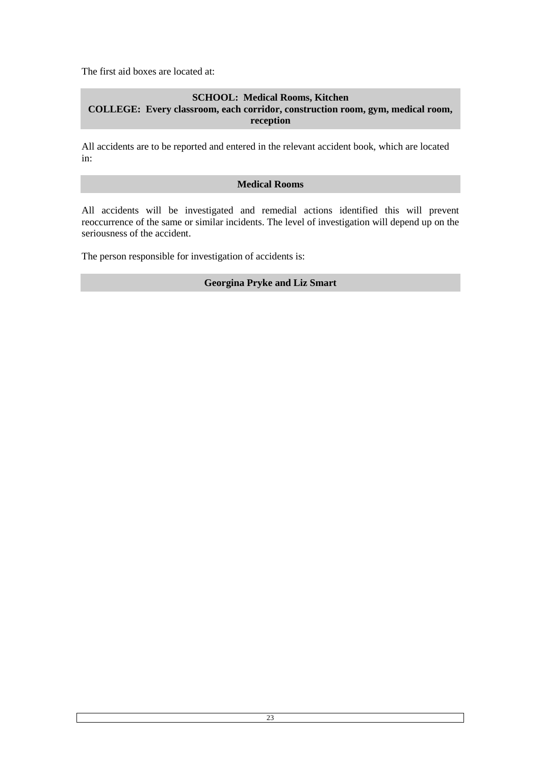The first aid boxes are located at:

**SCHOOL: Medical Rooms, Kitchen**
**COLLEGE: Every classroom, each corridor, construction room, gym, medical room, reception**

All accidents are to be reported and entered in the relevant accident book, which are located in:

**Medical Rooms**

All accidents will be investigated and remedial actions identified this will prevent reoccurrence of the same or similar incidents. The level of investigation will depend up on the seriousness of the accident.

The person responsible for investigation of accidents is:

**Georgina Pryke and Liz Smart**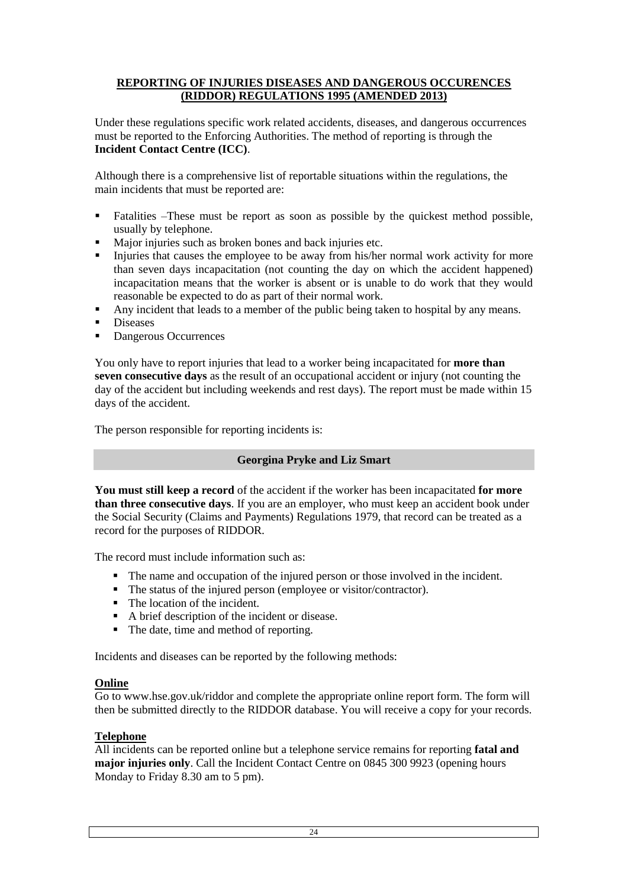## REPORTING OF INJURIES DISEASES AND DANGEROUS OCCURENCES (RIDDOR) REGULATIONS 1995 (AMENDED 2013)

Under these regulations specific work related accidents, diseases, and dangerous occurrences must be reported to the Enforcing Authorities. The method of reporting is through the **Incident Contact Centre (ICC)**.

Although there is a comprehensive list of reportable situations within the regulations, the main incidents that must be reported are:

- Fatalities –These must be report as soon as possible by the quickest method possible, usually by telephone.
- Major injuries such as broken bones and back injuries etc.
- Injuries that causes the employee to be away from his/her normal work activity for more than seven days incapacitation (not counting the day on which the accident happened) incapacitation means that the worker is absent or is unable to do work that they would reasonable be expected to do as part of their normal work.
- Any incident that leads to a member of the public being taken to hospital by any means.
- Diseases
- Dangerous Occurrences

You only have to report injuries that lead to a worker being incapacitated for **more than seven consecutive days** as the result of an occupational accident or injury (not counting the day of the accident but including weekends and rest days). The report must be made within 15 days of the accident.

The person responsible for reporting incidents is:

| **Georgina Pryke and Liz Smart** |
| --- |

**You must still keep a record** of the accident if the worker has been incapacitated **for more than three consecutive days**. If you are an employer, who must keep an accident book under the Social Security (Claims and Payments) Regulations 1979, that record can be treated as a record for the purposes of RIDDOR.

The record must include information such as:

- The name and occupation of the injured person or those involved in the incident.
- The status of the injured person (employee or visitor/contractor).
- The location of the incident.
- A brief description of the incident or disease.
- The date, time and method of reporting.

Incidents and diseases can be reported by the following methods:

**Online**

Go to www.hse.gov.uk/riddor and complete the appropriate online report form. The form will then be submitted directly to the RIDDOR database. You will receive a copy for your records.

**Telephone**

All incidents can be reported online but a telephone service remains for reporting **fatal and major injuries only**. Call the Incident Contact Centre on 0845 300 9923 (opening hours Monday to Friday 8.30 am to 5 pm).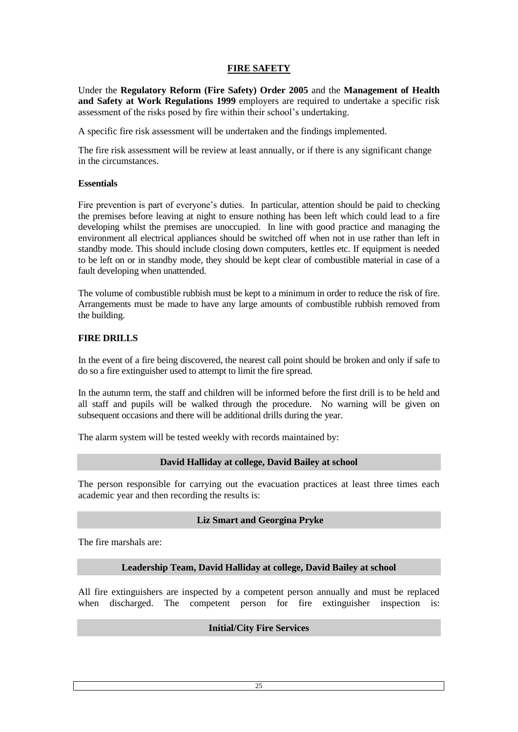## FIRE SAFETY

Under the **Regulatory Reform (Fire Safety) Order 2005** and the **Management of Health and Safety at Work Regulations 1999** employers are required to undertake a specific risk assessment of the risks posed by fire within their school's undertaking.

A specific fire risk assessment will be undertaken and the findings implemented.

The fire risk assessment will be review at least annually, or if there is any significant change in the circumstances.

**Essentials**

Fire prevention is part of everyone's duties. In particular, attention should be paid to checking the premises before leaving at night to ensure nothing has been left which could lead to a fire developing whilst the premises are unoccupied. In line with good practice and managing the environment all electrical appliances should be switched off when not in use rather than left in standby mode. This should include closing down computers, kettles etc. If equipment is needed to be left on or in standby mode, they should be kept clear of combustible material in case of a fault developing when unattended.

The volume of combustible rubbish must be kept to a minimum in order to reduce the risk of fire. Arrangements must be made to have any large amounts of combustible rubbish removed from the building.

### FIRE DRILLS

In the event of a fire being discovered, the nearest call point should be broken and only if safe to do so a fire extinguisher used to attempt to limit the fire spread.

In the autumn term, the staff and children will be informed before the first drill is to be held and all staff and pupils will be walked through the procedure. No warning will be given on subsequent occasions and there will be additional drills during the year.

The alarm system will be tested weekly with records maintained by:

**David Halliday at college, David Bailey at school**

The person responsible for carrying out the evacuation practices at least three times each academic year and then recording the results is:

**Liz Smart and Georgina Pryke**

The fire marshals are:

**Leadership Team, David Halliday at college, David Bailey at school**

All fire extinguishers are inspected by a competent person annually and must be replaced when discharged. The competent person for fire extinguisher inspection is:

**Initial/City Fire Services**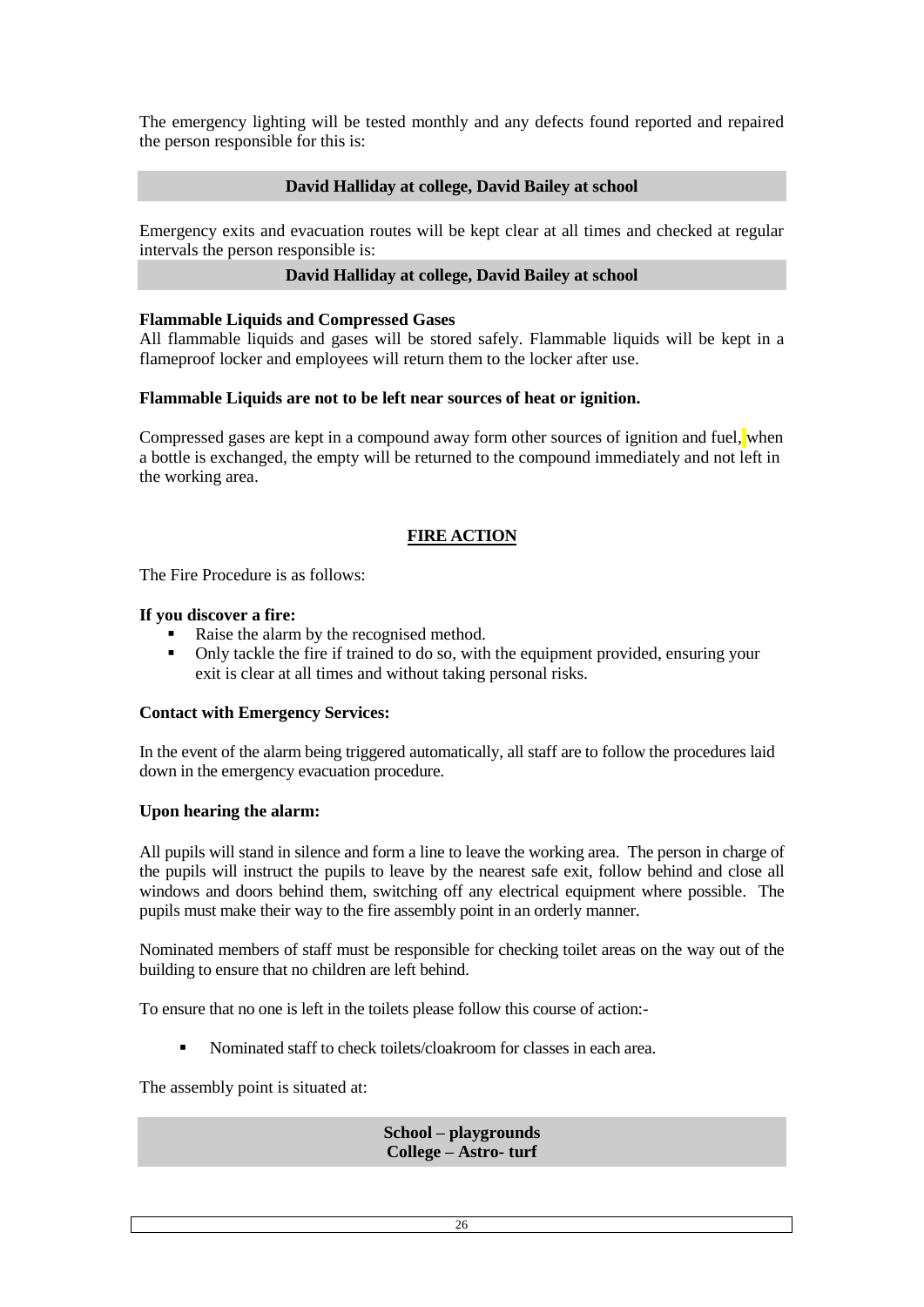The emergency lighting will be tested monthly and any defects found reported and repaired the person responsible for this is:

**David Halliday at college, David Bailey at school**

Emergency exits and evacuation routes will be kept clear at all times and checked at regular intervals the person responsible is:

**David Halliday at college, David Bailey at school**

**Flammable Liquids and Compressed Gases**

All flammable liquids and gases will be stored safely. Flammable liquids will be kept in a flameproof locker and employees will return them to the locker after use.

**Flammable Liquids are not to be left near sources of heat or ignition.**

Compressed gases are kept in a compound away form other sources of ignition and fuel, when a bottle is exchanged, the empty will be returned to the compound immediately and not left in the working area.

## FIRE ACTION

The Fire Procedure is as follows:

**If you discover a fire:**

- Raise the alarm by the recognised method.
- Only tackle the fire if trained to do so, with the equipment provided, ensuring your exit is clear at all times and without taking personal risks.

**Contact with Emergency Services:**

In the event of the alarm being triggered automatically, all staff are to follow the procedures laid down in the emergency evacuation procedure.

**Upon hearing the alarm:**

All pupils will stand in silence and form a line to leave the working area. The person in charge of the pupils will instruct the pupils to leave by the nearest safe exit, follow behind and close all windows and doors behind them, switching off any electrical equipment where possible. The pupils must make their way to the fire assembly point in an orderly manner.

Nominated members of staff must be responsible for checking toilet areas on the way out of the building to ensure that no children are left behind.

To ensure that no one is left in the toilets please follow this course of action:-

- Nominated staff to check toilets/cloakroom for classes in each area.

The assembly point is situated at:

**School – playgrounds**
**College – Astro- turf**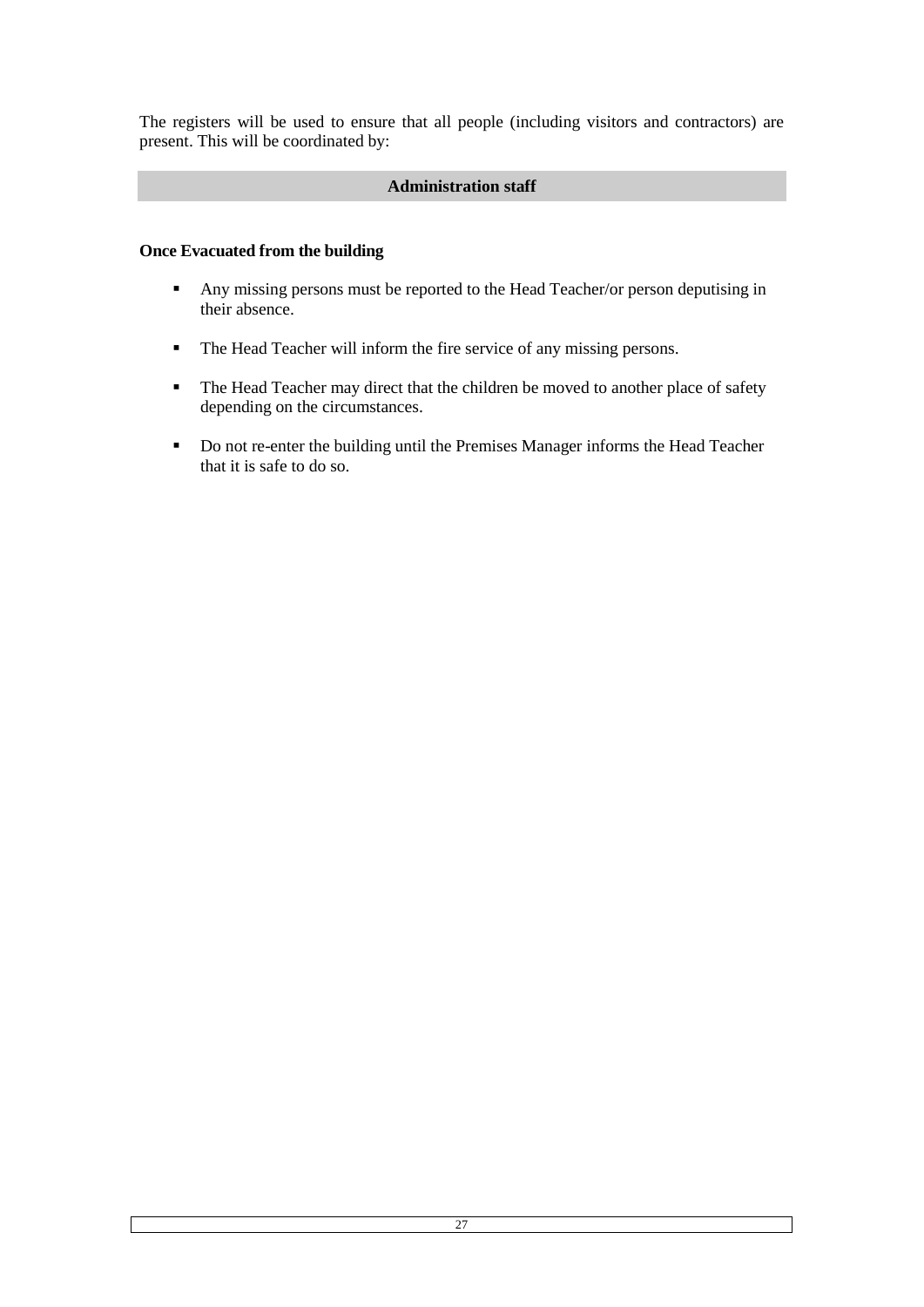The registers will be used to ensure that all people (including visitors and contractors) are present. This will be coordinated by:

| Administration staff |
| --- |

**Once Evacuated from the building**

- Any missing persons must be reported to the Head Teacher/or person deputising in their absence.
- The Head Teacher will inform the fire service of any missing persons.
- The Head Teacher may direct that the children be moved to another place of safety depending on the circumstances.
- Do not re-enter the building until the Premises Manager informs the Head Teacher that it is safe to do so.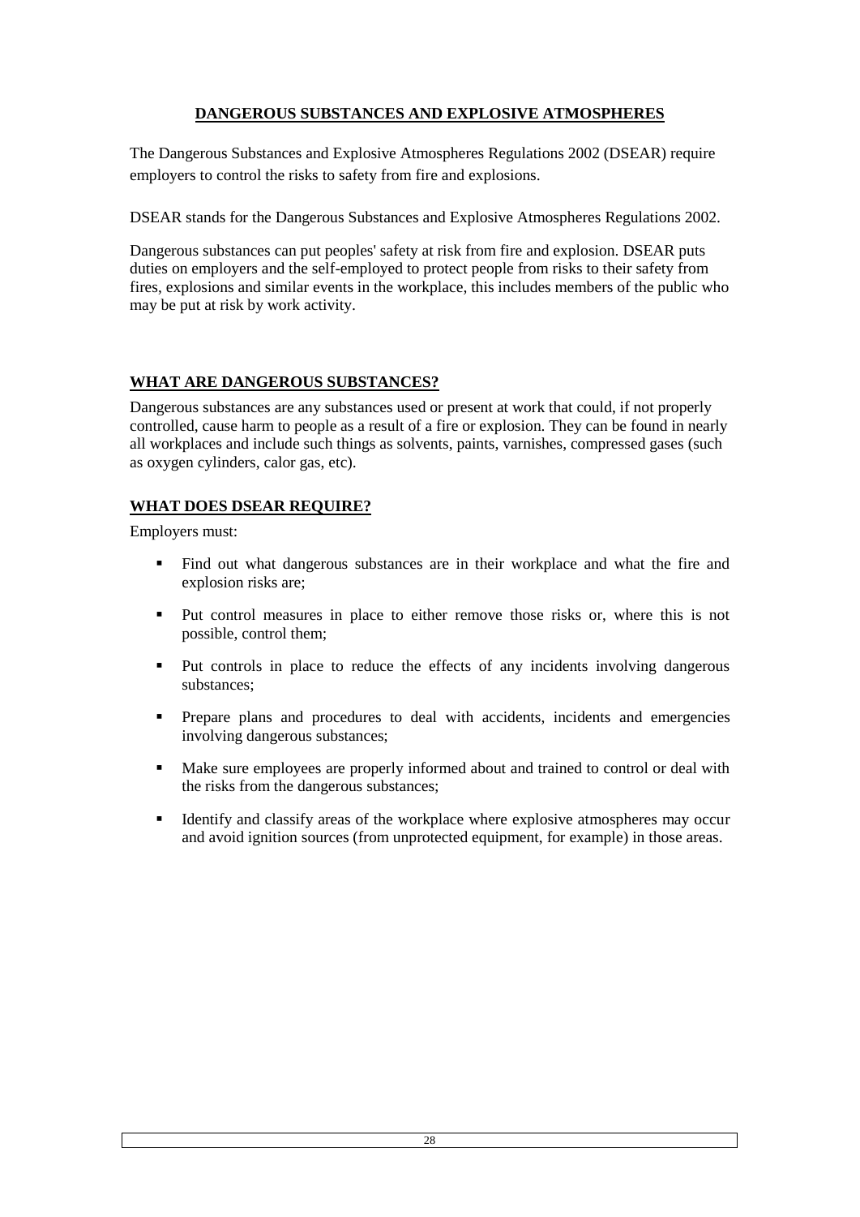## DANGEROUS SUBSTANCES AND EXPLOSIVE ATMOSPHERES

The Dangerous Substances and Explosive Atmospheres Regulations 2002 (DSEAR) require employers to control the risks to safety from fire and explosions.

DSEAR stands for the Dangerous Substances and Explosive Atmospheres Regulations 2002.

Dangerous substances can put peoples' safety at risk from fire and explosion. DSEAR puts duties on employers and the self-employed to protect people from risks to their safety from fires, explosions and similar events in the workplace, this includes members of the public who may be put at risk by work activity.

### WHAT ARE DANGEROUS SUBSTANCES?

Dangerous substances are any substances used or present at work that could, if not properly controlled, cause harm to people as a result of a fire or explosion. They can be found in nearly all workplaces and include such things as solvents, paints, varnishes, compressed gases (such as oxygen cylinders, calor gas, etc).

### WHAT DOES DSEAR REQUIRE?

Employers must:

- Find out what dangerous substances are in their workplace and what the fire and explosion risks are;
- Put control measures in place to either remove those risks or, where this is not possible, control them;
- Put controls in place to reduce the effects of any incidents involving dangerous substances;
- Prepare plans and procedures to deal with accidents, incidents and emergencies involving dangerous substances;
- Make sure employees are properly informed about and trained to control or deal with the risks from the dangerous substances;
- Identify and classify areas of the workplace where explosive atmospheres may occur and avoid ignition sources (from unprotected equipment, for example) in those areas.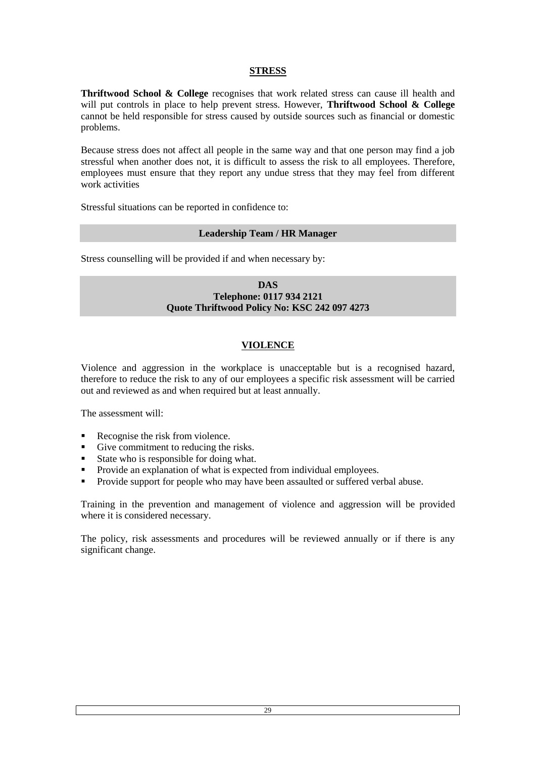## STRESS

**Thriftwood School & College** recognises that work related stress can cause ill health and will put controls in place to help prevent stress. However, **Thriftwood School & College** cannot be held responsible for stress caused by outside sources such as financial or domestic problems.

Because stress does not affect all people in the same way and that one person may find a job stressful when another does not, it is difficult to assess the risk to all employees. Therefore, employees must ensure that they report any undue stress that they may feel from different work activities

Stressful situations can be reported in confidence to:

**Leadership Team / HR Manager**

Stress counselling will be provided if and when necessary by:

**DAS**
**Telephone: 0117 934 2121**
**Quote Thriftwood Policy No: KSC 242 097 4273**

## VIOLENCE

Violence and aggression in the workplace is unacceptable but is a recognised hazard, therefore to reduce the risk to any of our employees a specific risk assessment will be carried out and reviewed as and when required but at least annually.

The assessment will:

- Recognise the risk from violence.
- Give commitment to reducing the risks.
- State who is responsible for doing what.
- Provide an explanation of what is expected from individual employees.
- Provide support for people who may have been assaulted or suffered verbal abuse.

Training in the prevention and management of violence and aggression will be provided where it is considered necessary.

The policy, risk assessments and procedures will be reviewed annually or if there is any significant change.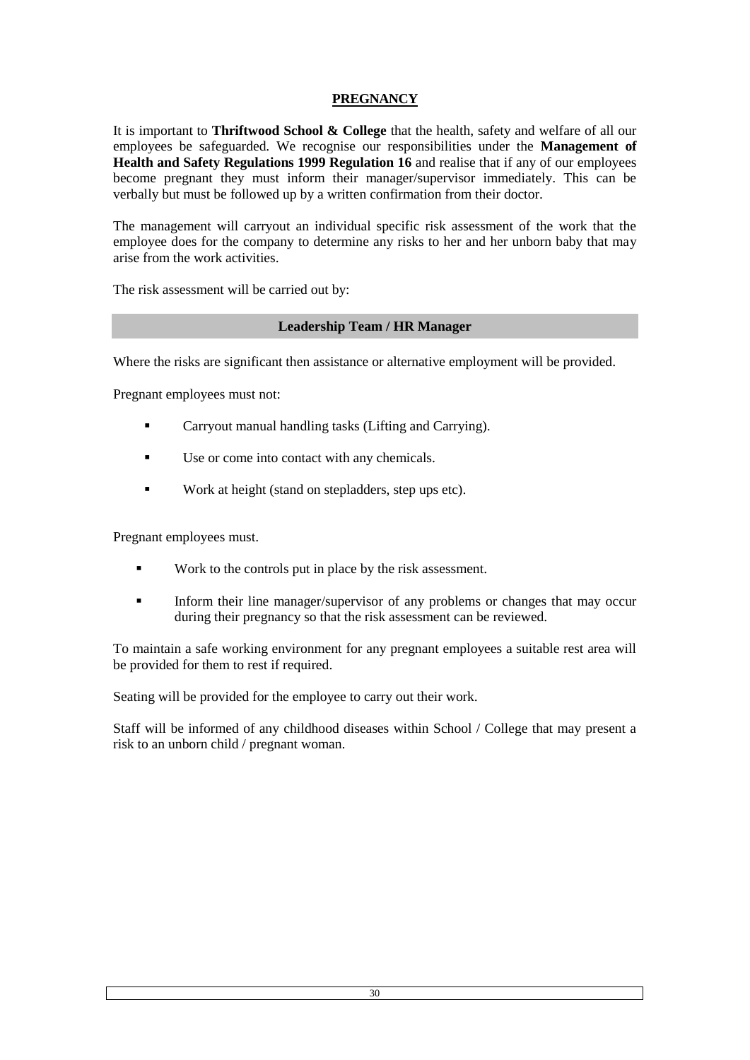## PREGNANCY

It is important to **Thriftwood School & College** that the health, safety and welfare of all our employees be safeguarded. We recognise our responsibilities under the **Management of Health and Safety Regulations 1999 Regulation 16** and realise that if any of our employees become pregnant they must inform their manager/supervisor immediately. This can be verbally but must be followed up by a written confirmation from their doctor.

The management will carryout an individual specific risk assessment of the work that the employee does for the company to determine any risks to her and her unborn baby that may arise from the work activities.

The risk assessment will be carried out by:

| **Leadership Team / HR Manager** |
|---|

Where the risks are significant then assistance or alternative employment will be provided.

Pregnant employees must not:

- Carryout manual handling tasks (Lifting and Carrying).
- Use or come into contact with any chemicals.
- Work at height (stand on stepladders, step ups etc).

Pregnant employees must.

- Work to the controls put in place by the risk assessment.
- Inform their line manager/supervisor of any problems or changes that may occur during their pregnancy so that the risk assessment can be reviewed.

To maintain a safe working environment for any pregnant employees a suitable rest area will be provided for them to rest if required.

Seating will be provided for the employee to carry out their work.

Staff will be informed of any childhood diseases within School / College that may present a risk to an unborn child / pregnant woman.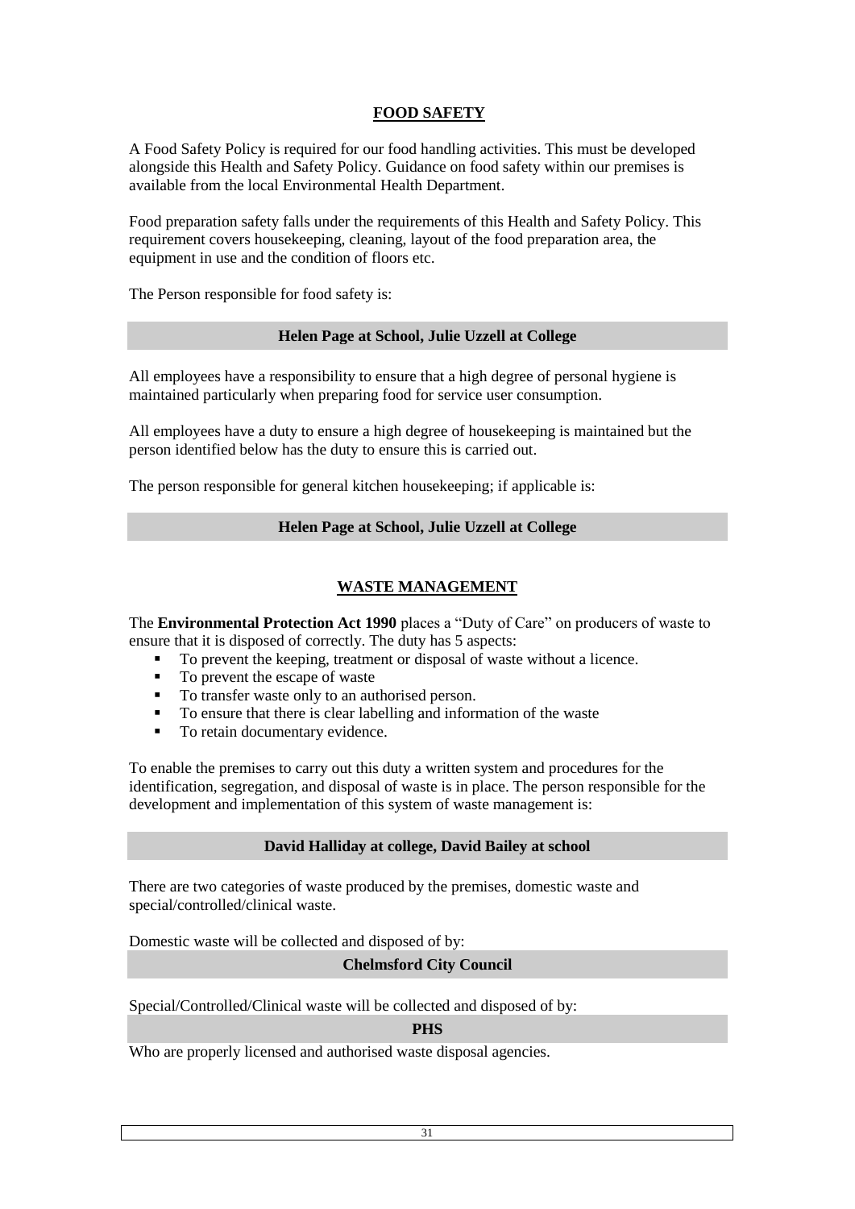## FOOD SAFETY

A Food Safety Policy is required for our food handling activities. This must be developed alongside this Health and Safety Policy. Guidance on food safety within our premises is available from the local Environmental Health Department.

Food preparation safety falls under the requirements of this Health and Safety Policy. This requirement covers housekeeping, cleaning, layout of the food preparation area, the equipment in use and the condition of floors etc.

The Person responsible for food safety is:

**Helen Page at School, Julie Uzzell at College**

All employees have a responsibility to ensure that a high degree of personal hygiene is maintained particularly when preparing food for service user consumption.

All employees have a duty to ensure a high degree of housekeeping is maintained but the person identified below has the duty to ensure this is carried out.

The person responsible for general kitchen housekeeping; if applicable is:

**Helen Page at School, Julie Uzzell at College**

## WASTE MANAGEMENT

The **Environmental Protection Act 1990** places a "Duty of Care" on producers of waste to ensure that it is disposed of correctly. The duty has 5 aspects:

- To prevent the keeping, treatment or disposal of waste without a licence.
- To prevent the escape of waste
- To transfer waste only to an authorised person.
- To ensure that there is clear labelling and information of the waste
- To retain documentary evidence.

To enable the premises to carry out this duty a written system and procedures for the identification, segregation, and disposal of waste is in place. The person responsible for the development and implementation of this system of waste management is:

**David Halliday at college, David Bailey at school**

There are two categories of waste produced by the premises, domestic waste and special/controlled/clinical waste.

Domestic waste will be collected and disposed of by:

**Chelmsford City Council**

Special/Controlled/Clinical waste will be collected and disposed of by:

**PHS**

Who are properly licensed and authorised waste disposal agencies.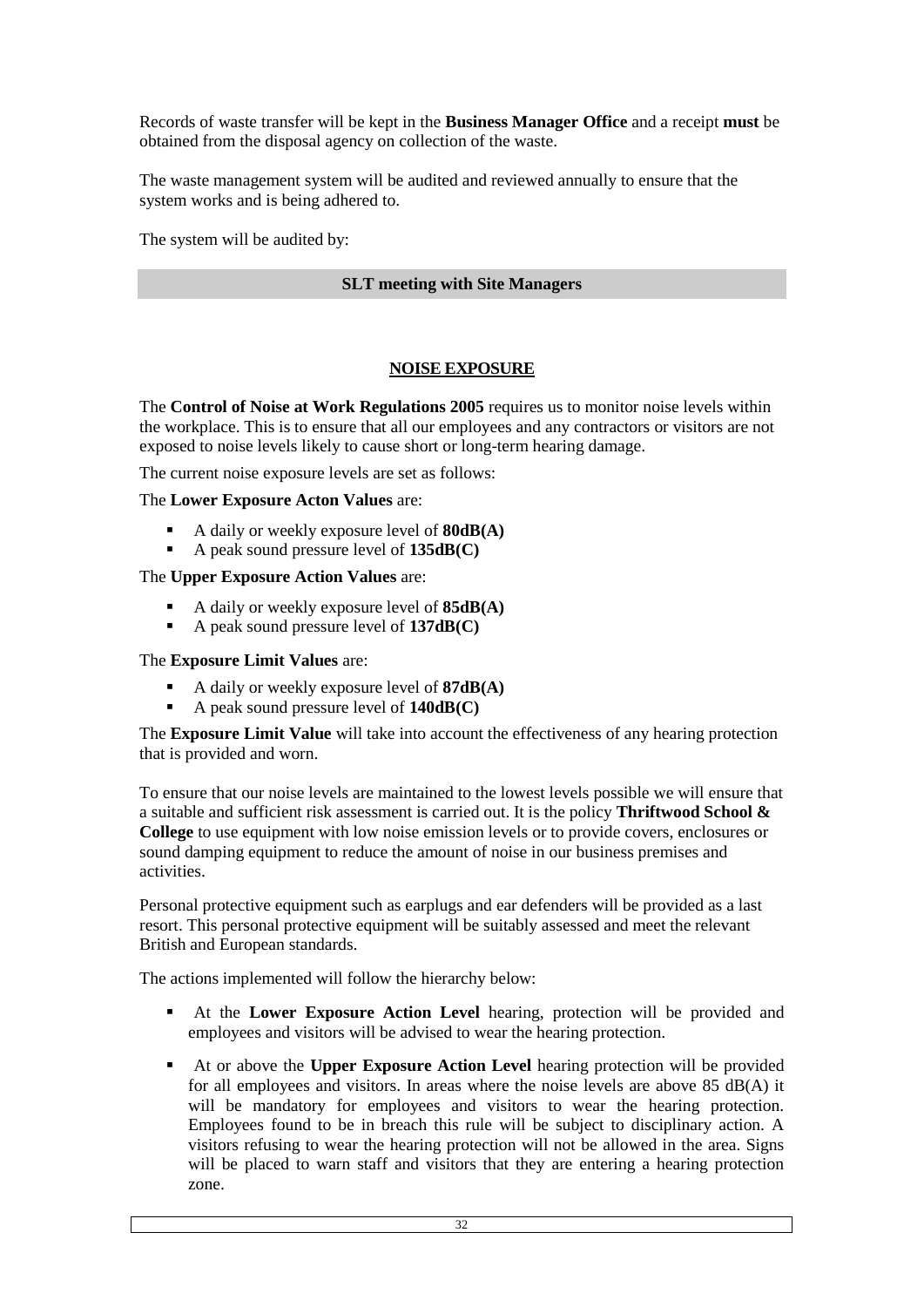Records of waste transfer will be kept in the **Business Manager Office** and a receipt **must** be obtained from the disposal agency on collection of the waste.

The waste management system will be audited and reviewed annually to ensure that the system works and is being adhered to.

The system will be audited by:

| **SLT meeting with Site Managers** |
|---|

## NOISE EXPOSURE

The **Control of Noise at Work Regulations 2005** requires us to monitor noise levels within the workplace. This is to ensure that all our employees and any contractors or visitors are not exposed to noise levels likely to cause short or long-term hearing damage.

The current noise exposure levels are set as follows:

The **Lower Exposure Acton Values** are:

- A daily or weekly exposure level of **80dB(A)**
- A peak sound pressure level of **135dB(C)**

The **Upper Exposure Action Values** are:

- A daily or weekly exposure level of **85dB(A)**
- A peak sound pressure level of **137dB(C)**

The **Exposure Limit Values** are:

- A daily or weekly exposure level of **87dB(A)**
- A peak sound pressure level of **140dB(C)**

The **Exposure Limit Value** will take into account the effectiveness of any hearing protection that is provided and worn.

To ensure that our noise levels are maintained to the lowest levels possible we will ensure that a suitable and sufficient risk assessment is carried out. It is the policy **Thriftwood School & College** to use equipment with low noise emission levels or to provide covers, enclosures or sound damping equipment to reduce the amount of noise in our business premises and activities.

Personal protective equipment such as earplugs and ear defenders will be provided as a last resort. This personal protective equipment will be suitably assessed and meet the relevant British and European standards.

The actions implemented will follow the hierarchy below:

- At the **Lower Exposure Action Level** hearing, protection will be provided and employees and visitors will be advised to wear the hearing protection.
- At or above the **Upper Exposure Action Level** hearing protection will be provided for all employees and visitors. In areas where the noise levels are above 85 dB(A) it will be mandatory for employees and visitors to wear the hearing protection. Employees found to be in breach this rule will be subject to disciplinary action. A visitors refusing to wear the hearing protection will not be allowed in the area. Signs will be placed to warn staff and visitors that they are entering a hearing protection zone.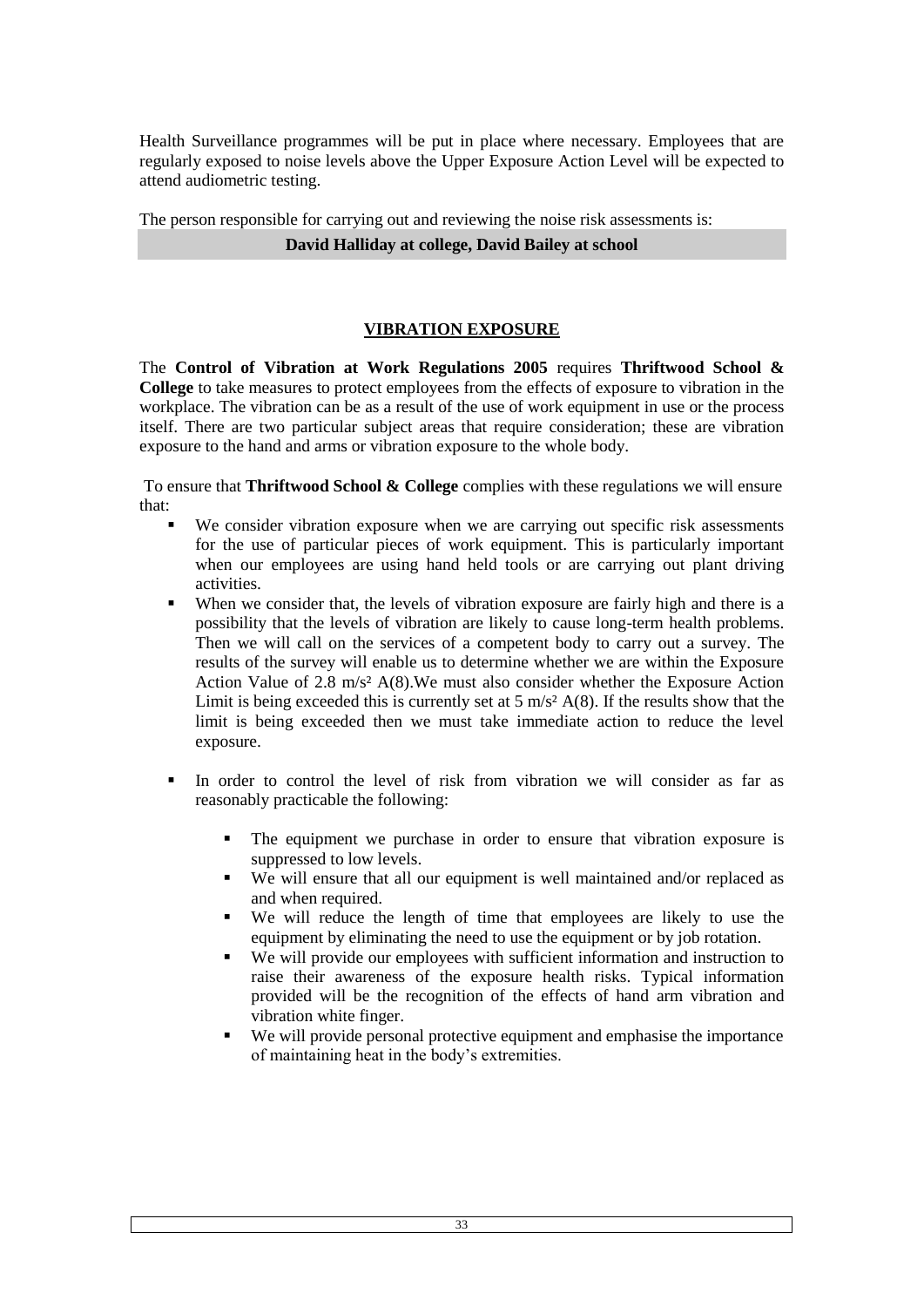Health Surveillance programmes will be put in place where necessary. Employees that are regularly exposed to noise levels above the Upper Exposure Action Level will be expected to attend audiometric testing.

The person responsible for carrying out and reviewing the noise risk assessments is:

**David Halliday at college, David Bailey at school**

## VIBRATION EXPOSURE

The **Control of Vibration at Work Regulations 2005** requires **Thriftwood School & College** to take measures to protect employees from the effects of exposure to vibration in the workplace. The vibration can be as a result of the use of work equipment in use or the process itself. There are two particular subject areas that require consideration; these are vibration exposure to the hand and arms or vibration exposure to the whole body.

To ensure that **Thriftwood School & College** complies with these regulations we will ensure that:

- We consider vibration exposure when we are carrying out specific risk assessments for the use of particular pieces of work equipment. This is particularly important when our employees are using hand held tools or are carrying out plant driving activities.
- When we consider that, the levels of vibration exposure are fairly high and there is a possibility that the levels of vibration are likely to cause long-term health problems. Then we will call on the services of a competent body to carry out a survey. The results of the survey will enable us to determine whether we are within the Exposure Action Value of 2.8 $m/s^2$ A(8).We must also consider whether the Exposure Action Limit is being exceeded this is currently set at 5 $m/s^2$ A(8). If the results show that the limit is being exceeded then we must take immediate action to reduce the level exposure.
- In order to control the level of risk from vibration we will consider as far as reasonably practicable the following:
    - The equipment we purchase in order to ensure that vibration exposure is suppressed to low levels.
    - We will ensure that all our equipment is well maintained and/or replaced as and when required.
    - We will reduce the length of time that employees are likely to use the equipment by eliminating the need to use the equipment or by job rotation.
    - We will provide our employees with sufficient information and instruction to raise their awareness of the exposure health risks. Typical information provided will be the recognition of the effects of hand arm vibration and vibration white finger.
    - We will provide personal protective equipment and emphasise the importance of maintaining heat in the body's extremities.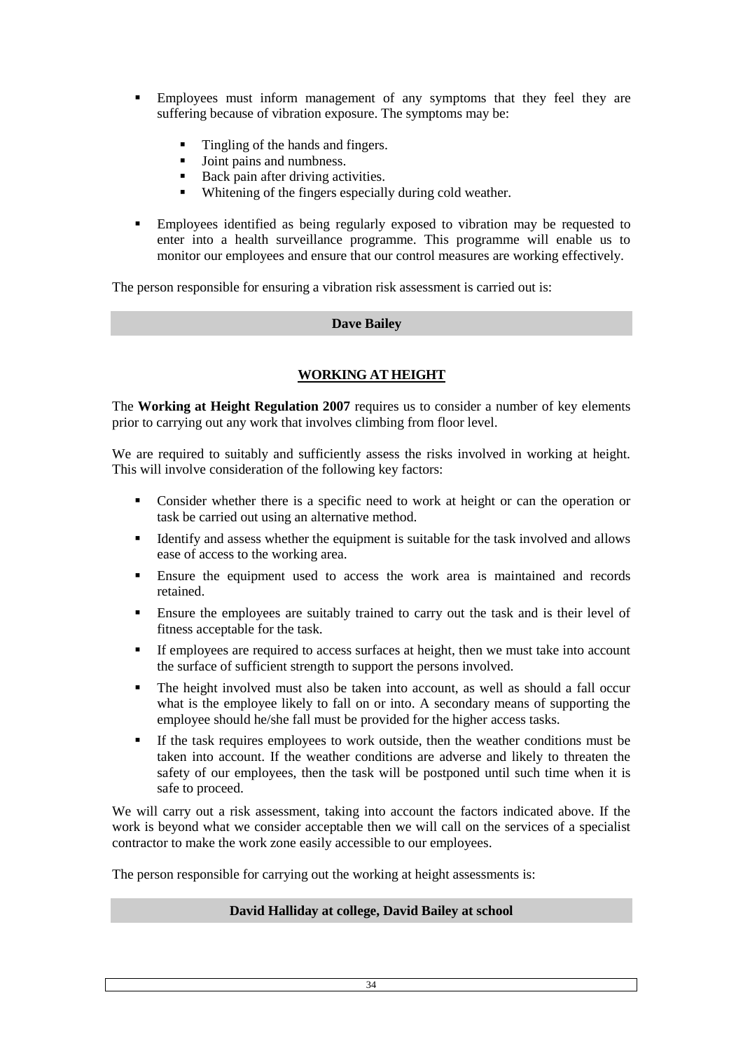- Employees must inform management of any symptoms that they feel they are suffering because of vibration exposure. The symptoms may be:
  - Tingling of the hands and fingers.
  - Joint pains and numbness.
  - Back pain after driving activities.
  - Whitening of the fingers especially during cold weather.
- Employees identified as being regularly exposed to vibration may be requested to enter into a health surveillance programme. This programme will enable us to monitor our employees and ensure that our control measures are working effectively.

The person responsible for ensuring a vibration risk assessment is carried out is:

**Dave Bailey**

## WORKING AT HEIGHT

The **Working at Height Regulation 2007** requires us to consider a number of key elements prior to carrying out any work that involves climbing from floor level.

We are required to suitably and sufficiently assess the risks involved in working at height. This will involve consideration of the following key factors:

- Consider whether there is a specific need to work at height or can the operation or task be carried out using an alternative method.
- Identify and assess whether the equipment is suitable for the task involved and allows ease of access to the working area.
- Ensure the equipment used to access the work area is maintained and records retained.
- Ensure the employees are suitably trained to carry out the task and is their level of fitness acceptable for the task.
- If employees are required to access surfaces at height, then we must take into account the surface of sufficient strength to support the persons involved.
- The height involved must also be taken into account, as well as should a fall occur what is the employee likely to fall on or into. A secondary means of supporting the employee should he/she fall must be provided for the higher access tasks.
- If the task requires employees to work outside, then the weather conditions must be taken into account. If the weather conditions are adverse and likely to threaten the safety of our employees, then the task will be postponed until such time when it is safe to proceed.

We will carry out a risk assessment, taking into account the factors indicated above. If the work is beyond what we consider acceptable then we will call on the services of a specialist contractor to make the work zone easily accessible to our employees.

The person responsible for carrying out the working at height assessments is:

**David Halliday at college, David Bailey at school**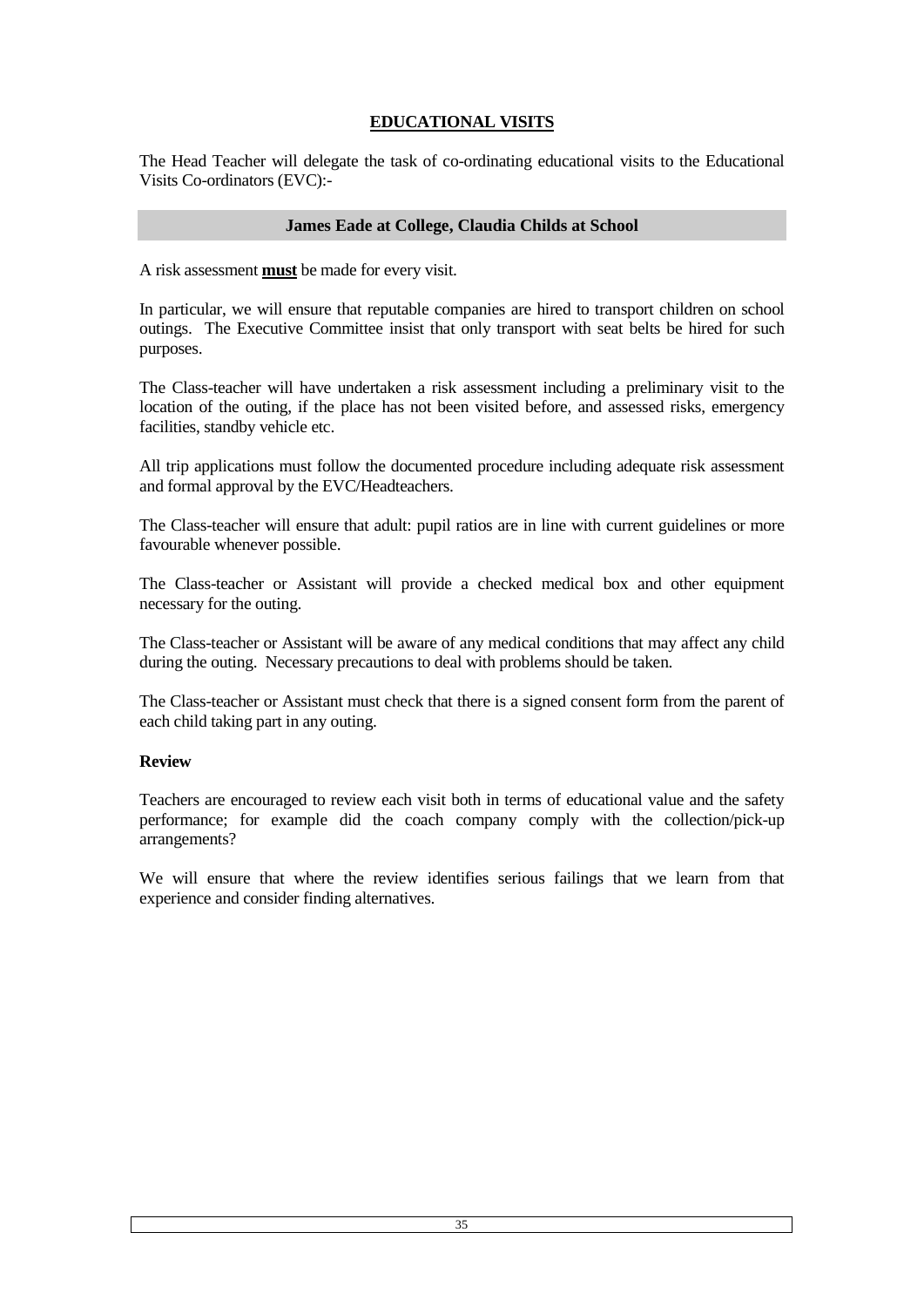## EDUCATIONAL VISITS

The Head Teacher will delegate the task of co-ordinating educational visits to the Educational Visits Co-ordinators (EVC):-

**James Eade at College, Claudia Childs at School**

A risk assessment **must** be made for every visit.

In particular, we will ensure that reputable companies are hired to transport children on school outings. The Executive Committee insist that only transport with seat belts be hired for such purposes.

The Class-teacher will have undertaken a risk assessment including a preliminary visit to the location of the outing, if the place has not been visited before, and assessed risks, emergency facilities, standby vehicle etc.

All trip applications must follow the documented procedure including adequate risk assessment and formal approval by the EVC/Headteachers.

The Class-teacher will ensure that adult: pupil ratios are in line with current guidelines or more favourable whenever possible.

The Class-teacher or Assistant will provide a checked medical box and other equipment necessary for the outing.

The Class-teacher or Assistant will be aware of any medical conditions that may affect any child during the outing. Necessary precautions to deal with problems should be taken.

The Class-teacher or Assistant must check that there is a signed consent form from the parent of each child taking part in any outing.

**Review**

Teachers are encouraged to review each visit both in terms of educational value and the safety performance; for example did the coach company comply with the collection/pick-up arrangements?

We will ensure that where the review identifies serious failings that we learn from that experience and consider finding alternatives.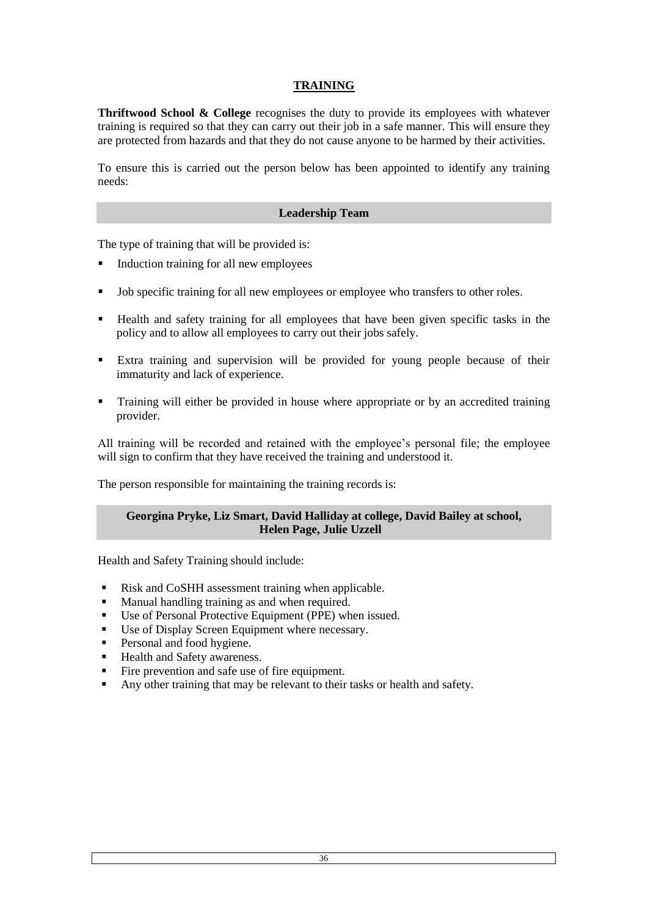## TRAINING

**Thriftwood School & College** recognises the duty to provide its employees with whatever training is required so that they can carry out their job in a safe manner. This will ensure they are protected from hazards and that they do not cause anyone to be harmed by their activities.

To ensure this is carried out the person below has been appointed to identify any training needs:

**Leadership Team**

The type of training that will be provided is:

- Induction training for all new employees
- Job specific training for all new employees or employee who transfers to other roles.
- Health and safety training for all employees that have been given specific tasks in the policy and to allow all employees to carry out their jobs safely.
- Extra training and supervision will be provided for young people because of their immaturity and lack of experience.
- Training will either be provided in house where appropriate or by an accredited training provider.

All training will be recorded and retained with the employee's personal file; the employee will sign to confirm that they have received the training and understood it.

The person responsible for maintaining the training records is:

**Georgina Pryke, Liz Smart, David Halliday at college, David Bailey at school, Helen Page, Julie Uzzell**

Health and Safety Training should include:

- Risk and CoSHH assessment training when applicable.
- Manual handling training as and when required.
- Use of Personal Protective Equipment (PPE) when issued.
- Use of Display Screen Equipment where necessary.
- Personal and food hygiene.
- Health and Safety awareness.
- Fire prevention and safe use of fire equipment.
- Any other training that may be relevant to their tasks or health and safety.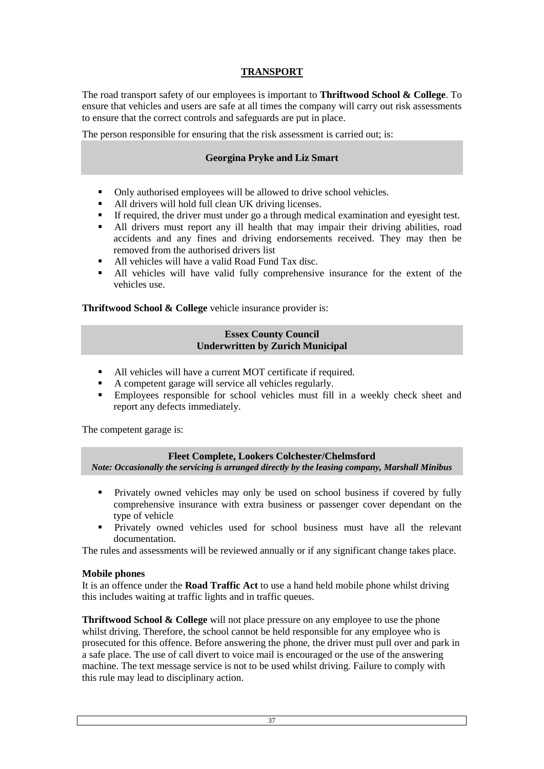## TRANSPORT

The road transport safety of our employees is important to **Thriftwood School & College**. To ensure that vehicles and users are safe at all times the company will carry out risk assessments to ensure that the correct controls and safeguards are put in place.

The person responsible for ensuring that the risk assessment is carried out; is:

**Georgina Pryke and Liz Smart**

- Only authorised employees will be allowed to drive school vehicles.
- All drivers will hold full clean UK driving licenses.
- If required, the driver must under go a through medical examination and eyesight test.
- All drivers must report any ill health that may impair their driving abilities, road accidents and any fines and driving endorsements received. They may then be removed from the authorised drivers list
- All vehicles will have a valid Road Fund Tax disc.
- All vehicles will have valid fully comprehensive insurance for the extent of the vehicles use.

**Thriftwood School & College** vehicle insurance provider is:

**Essex County Council**
**Underwritten by Zurich Municipal**

- All vehicles will have a current MOT certificate if required.
- A competent garage will service all vehicles regularly.
- Employees responsible for school vehicles must fill in a weekly check sheet and report any defects immediately.

The competent garage is:

**Fleet Complete, Lookers Colchester/Chelmsford**
***Note: Occasionally the servicing is arranged directly by the leasing company, Marshall Minibus***

- Privately owned vehicles may only be used on school business if covered by fully comprehensive insurance with extra business or passenger cover dependant on the type of vehicle
- Privately owned vehicles used for school business must have all the relevant documentation.

The rules and assessments will be reviewed annually or if any significant change takes place.

**Mobile phones**
It is an offence under the **Road Traffic Act** to use a hand held mobile phone whilst driving this includes waiting at traffic lights and in traffic queues.

**Thriftwood School & College** will not place pressure on any employee to use the phone whilst driving. Therefore, the school cannot be held responsible for any employee who is prosecuted for this offence. Before answering the phone, the driver must pull over and park in a safe place. The use of call divert to voice mail is encouraged or the use of the answering machine. The text message service is not to be used whilst driving. Failure to comply with this rule may lead to disciplinary action.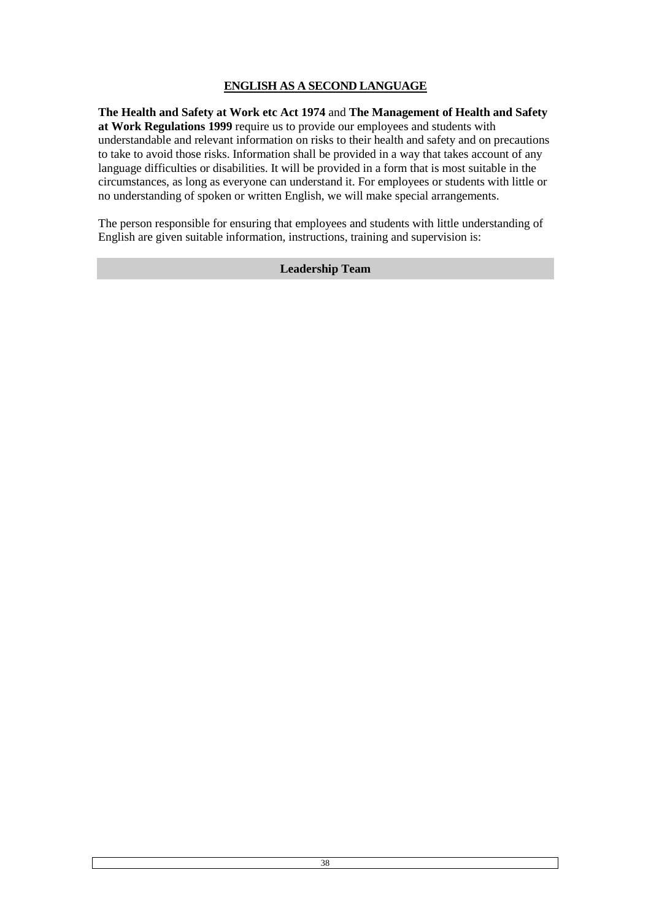## ENGLISH AS A SECOND LANGUAGE

**The Health and Safety at Work etc Act 1974** and **The Management of Health and Safety at Work Regulations 1999** require us to provide our employees and students with understandable and relevant information on risks to their health and safety and on precautions to take to avoid those risks. Information shall be provided in a way that takes account of any language difficulties or disabilities. It will be provided in a form that is most suitable in the circumstances, as long as everyone can understand it. For employees or students with little or no understanding of spoken or written English, we will make special arrangements.

The person responsible for ensuring that employees and students with little understanding of English are given suitable information, instructions, training and supervision is:

**Leadership Team**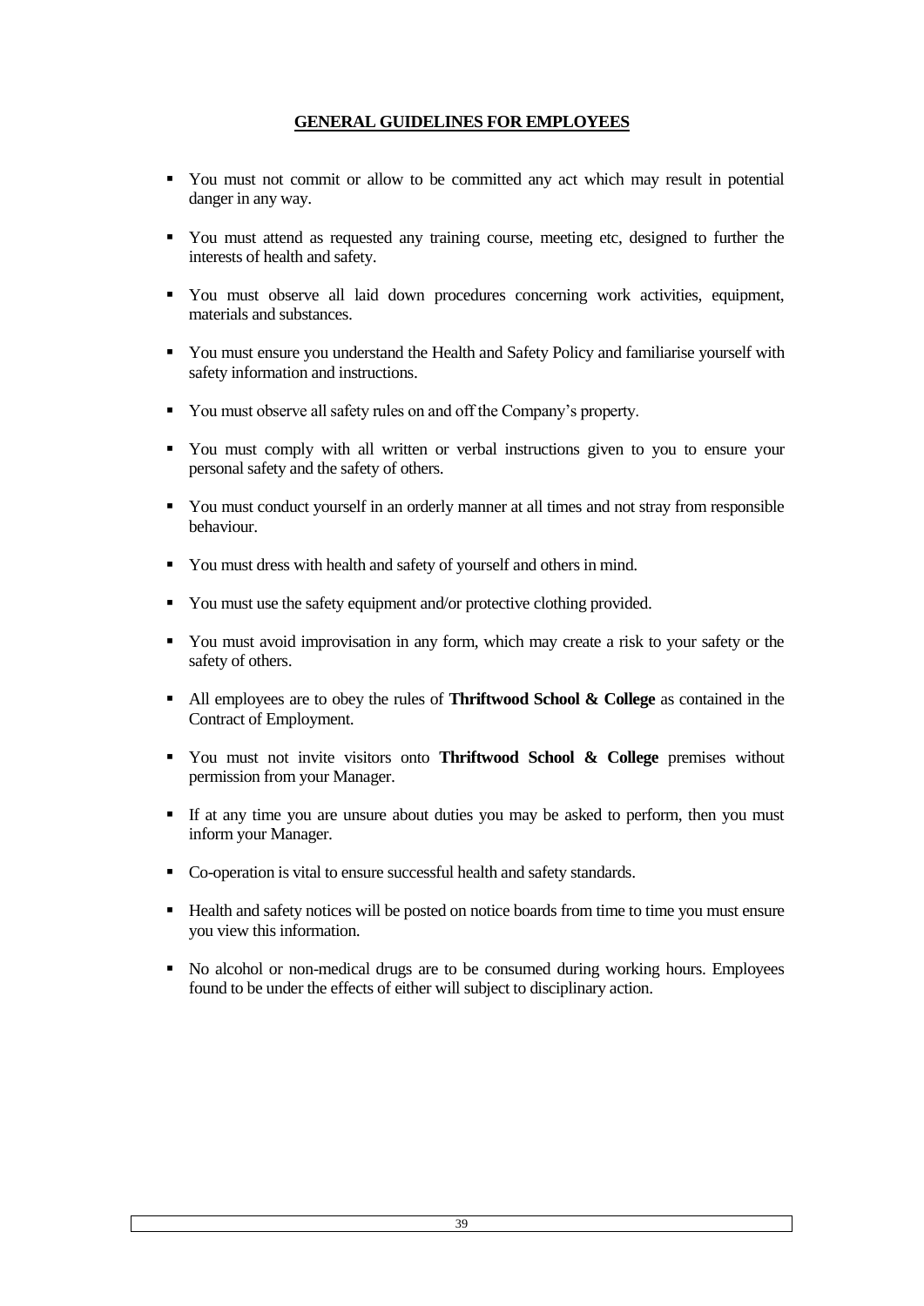## GENERAL GUIDELINES FOR EMPLOYEES

- You must not commit or allow to be committed any act which may result in potential danger in any way.
- You must attend as requested any training course, meeting etc, designed to further the interests of health and safety.
- You must observe all laid down procedures concerning work activities, equipment, materials and substances.
- You must ensure you understand the Health and Safety Policy and familiarise yourself with safety information and instructions.
- You must observe all safety rules on and off the Company's property.
- You must comply with all written or verbal instructions given to you to ensure your personal safety and the safety of others.
- You must conduct yourself in an orderly manner at all times and not stray from responsible behaviour.
- You must dress with health and safety of yourself and others in mind.
- You must use the safety equipment and/or protective clothing provided.
- You must avoid improvisation in any form, which may create a risk to your safety or the safety of others.
- All employees are to obey the rules of **Thriftwood School & College** as contained in the Contract of Employment.
- You must not invite visitors onto **Thriftwood School & College** premises without permission from your Manager.
- If at any time you are unsure about duties you may be asked to perform, then you must inform your Manager.
- Co-operation is vital to ensure successful health and safety standards.
- Health and safety notices will be posted on notice boards from time to time you must ensure you view this information.
- No alcohol or non-medical drugs are to be consumed during working hours. Employees found to be under the effects of either will subject to disciplinary action.